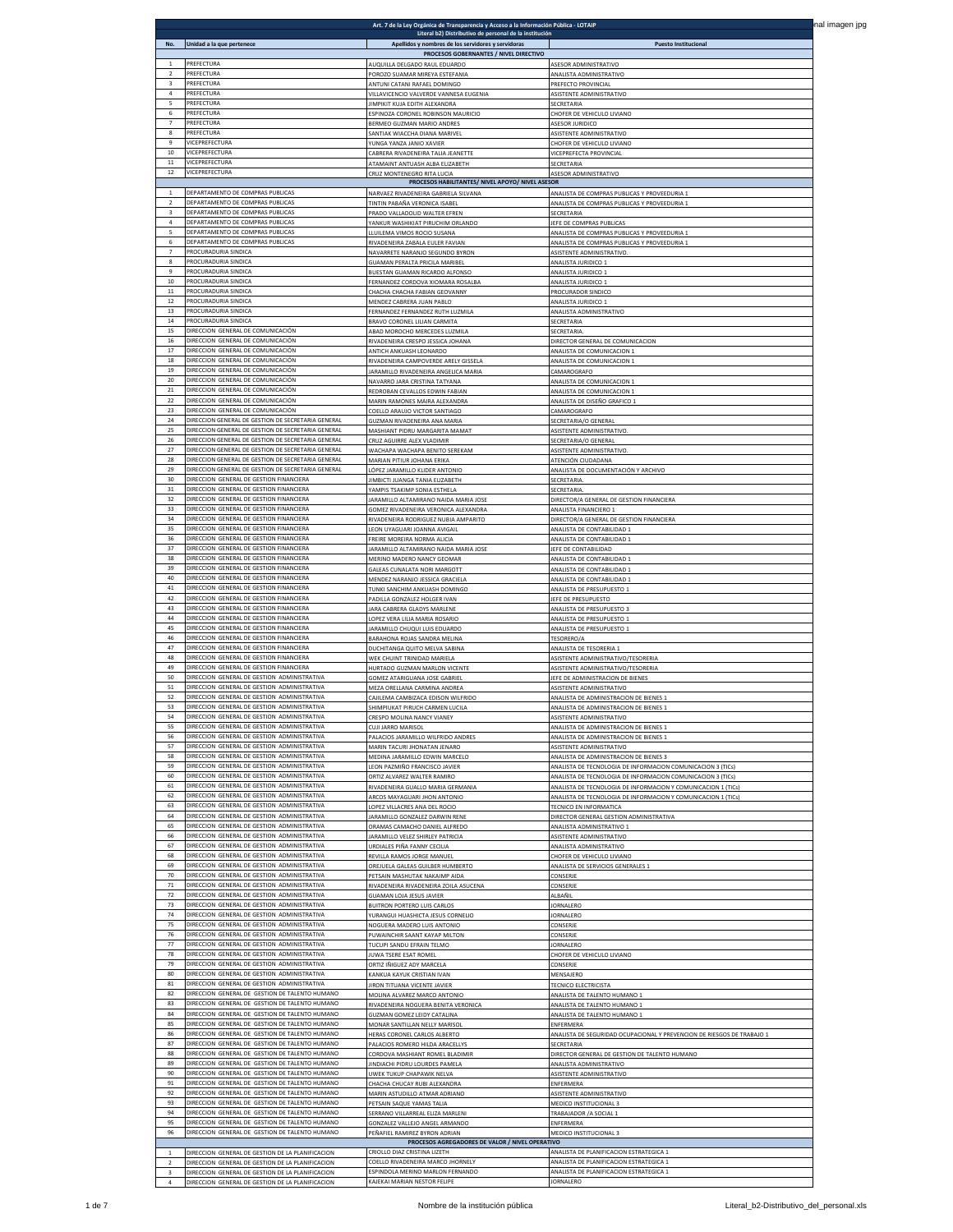| Art. 7 de la Ley Orgánica de Transparencia y Acceso a la Información Pública - LOTAIP | | | |
|---|---|---|---|
| Literal b2) Distributivo de personal de la institución | | | |
| No. | Unidad a la que pertenece | Apellidos y nombres de los servidores y servidoras | Puesto Institucional |
| PROCESOS GOBERNANTES / NIVEL DIRECTIVO | | | |
| 1 | PREFECTURA | AUQUILLA DELGADO RAUL EDUARDO | ASESOR ADMINISTRATIVO |
| 2 | PREFECTURA | POROZO SUAMAR MIREYA ESTEFANIA | ANALISTA ADMINISTRATIVO |
| 3 | PREFECTURA | ANTUNI CATANI RAFAEL DOMINGO | PREFECTO PROVINCIAL |
| 4 | PREFECTURA | VILLAVICENCIO VALVERDE VANNESA EUGENIA | ASISTENTE ADMINISTRATIVO |
| 5 | PREFECTURA | JIMPIKIT KUJA EDITH ALEXANDRA | SECRETARIA |
| 6 | PREFECTURA | ESPINOZA CORONEL ROBINSON MAURICIO | CHOFER DE VEHICULO LIVIANO |
| 7 | PREFECTURA | BERMEO GUZMAN MARIO ANDRES | ASESOR JURIDICO |
| 8 | PREFECTURA | SANTIAK WIACCHA DIANA MARIVEL | ASISTENTE ADMINISTRATIVO |
| 9 | VICEPREFECTURA | YUNGA YANZA JANIO XAVIER | CHOFER DE VEHICULO LIVIANO |
| 10 | VICEPREFECTURA | CABRERA RIVADENEIRA TALIA JEANETTE | VICEPREFECTA PROVINCIAL |
| 11 | VICEPREFECTURA | ATAMAINT ANTUASH ALBA ELIZABETH | SECRETARIA |
| 12 | VICEPREFECTURA | CRUZ MONTENEGRO RITA LUCIA | ASESOR ADMINISTRATIVO |
| PROCESOS HABILITANTES/ NIVEL APOYO/ NIVEL ASESOR | | | |
| 1 | DEPARTAMENTO DE COMPRAS PUBLICAS | NARVAEZ RIVADENEIRA GABRIELA SILVANA | ANALISTA DE COMPRAS PUBLICAS Y PROVEEDURIA 1 |
| 2 | DEPARTAMENTO DE COMPRAS PUBLICAS | TINTIN PABAÑA VERONICA ISABEL | ANALISTA DE COMPRAS PUBLICAS Y PROVEEDURIA 1 |
| 3 | DEPARTAMENTO DE COMPRAS PUBLICAS | PRADO VALLADOLID WALTER EFREN | SECRETARIA |
| 4 | DEPARTAMENTO DE COMPRAS PUBLICAS | YANKUR WASHIKIAT PIRUCHIM ORLANDO | JEFE DE COMPRAS PUBLICAS |
| 5 | DEPARTAMENTO DE COMPRAS PUBLICAS | LLUILEMA VIMOS ROCIO SUSANA | ANALISTA DE COMPRAS PUBLICAS Y PROVEEDURIA 1 |
| 6 | DEPARTAMENTO DE COMPRAS PUBLICAS | RIVADENEIRA ZABALA EULER FAVIAN | ANALISTA DE COMPRAS PUBLICAS Y PROVEEDURIA 1 |
| 7 | PROCURADURIA SINDICA | NAVARRETE NARANJO SEGUNDO BYRON | ASISTENTE ADMINISTRATIVO. |
| 8 | PROCURADURIA SINDICA | GUAMAN PERALTA PRICILA MARIBEL | ANALISTA JURIDICO 1 |
| 9 | PROCURADURIA SINDICA | BUESTAN GUAMAN RICARDO ALFONSO | ANALISTA JURIDICO 1 |
| 10 | PROCURADURIA SINDICA | FERNANDEZ CORDOVA XIOMARA ROSALBA | ANALISTA JURIDICO 1 |
| 11 | PROCURADURIA SINDICA | CHACHA CHACHA FABIAN GEOVANNY | PROCURADOR SINDICO |
| 12 | PROCURADURIA SINDICA | MENDEZ CABRERA JUAN PABLO | ANALISTA JURIDICO 1 |
| 13 | PROCURADURIA SINDICA | FERNANDEZ FERNANDEZ RUTH LUZMILA | ANALISTA ADMINISTRATIVO |
| 14 | PROCURADURIA SINDICA | BRAVO CORONEL LILIAN CARMITA | SECRETARIA |
| 15 | DIRECCION GENERAL DE COMUNICACIÓN | ABAD MOROCHO MERCEDES LUZMILA | SECRETARIA. |
| 16 | DIRECCION GENERAL DE COMUNICACIÓN | RIVADENEIRA CRESPO JESSICA JOHANA | DIRECTOR GENERAL DE COMUNICACION |
| 17 | DIRECCION GENERAL DE COMUNICACIÓN | ANTICH ANKUASH LEONARDO | ANALISTA DE COMUNICACION 1 |
| 18 | DIRECCION GENERAL DE COMUNICACIÓN | RIVADENEIRA CAMPOVERDE ARELY GISSELA | ANALISTA DE COMUNICACION 1 |
| 19 | DIRECCION GENERAL DE COMUNICACIÓN | JARAMILLO RIVADENEIRA ANGELICA MARIA | CAMAROGRAFO |
| 20 | DIRECCION GENERAL DE COMUNICACIÓN | NAVARRO JARA CRISTINA TATYANA | ANALISTA DE COMUNICACION 1 |
| 21 | DIRECCION GENERAL DE COMUNICACIÓN | REDROBAN CEVALLOS EDWIN FABIAN | ANALISTA DE COMUNICACION 1 |
| 22 | DIRECCION GENERAL DE COMUNICACIÓN | MARIN RAMONES MAIRA ALEXANDRA | ANALISTA DE DISEÑO GRAFICO 1 |
| 23 | DIRECCION GENERAL DE COMUNICACIÓN | COELLO ARAUJO VICTOR SANTIAGO | CAMAROGRAFO |
| 24 | DIRECCION GENERAL DE GESTION DE SECRETARIA GENERAL | GUZMAN RIVADENEIRA ANA MARIA | SECRETARIA/O GENERAL |
| 25 | DIRECCION GENERAL DE GESTION DE SECRETARIA GENERAL | MASHIANT PIDRU MARGARITA MAMAT | ASISTENTE ADMINISTRATIVO. |
| 26 | DIRECCION GENERAL DE GESTION DE SECRETARIA GENERAL | CRUZ AGUIRRE ALEX VLADIMIR | SECRETARIA/O GENERAL |
| 27 | DIRECCION GENERAL DE GESTION DE SECRETARIA GENERAL | WACHAPA WACHAPA BENITO SEREKAM | ASISTENTE ADMINISTRATIVO. |
| 28 | DIRECCION GENERAL DE GESTION DE SECRETARIA GENERAL | MARIAN PITIUR JOHANA ERIKA | ATENCIÓN CIUDADANA |
| 29 | DIRECCION GENERAL DE GESTION DE SECRETARIA GENERAL | LÓPEZ JARAMILLO KLIDER ANTONIO | ANALISTA DE DOCUMENTACIÓN Y ARCHIVO |
| 30 | DIRECCION GENERAL DE GESTION FINANCIERA | JIMBICTI JUANGA TANIA ELIZABETH | SECRETARIA. |
| 31 | DIRECCION GENERAL DE GESTION FINANCIERA | YAMPIS TSAKIMP SONIA ESTHELA | SECRETARIA. |
| 32 | DIRECCION GENERAL DE GESTION FINANCIERA | JARAMILLO ALTAMIRANO NAIDA MARIA JOSE | DIRECTOR/A GENERAL DE GESTION FINANCIERA |
| 33 | DIRECCION GENERAL DE GESTION FINANCIERA | GOMEZ RIVADENEIRA VERONICA ALEXANDRA | ANALISTA FINANCIERO 1 |
| 34 | DIRECCION GENERAL DE GESTION FINANCIERA | RIVADENEIRA RODRIGUEZ NUBIA AMPARITO | DIRECTOR/A GENERAL DE GESTION FINANCIERA |
| 35 | DIRECCION GENERAL DE GESTION FINANCIERA | LEON UYAGUARI JOANNA AVIGAIL | ANALISTA DE CONTABILIDAD 1 |
| 36 | DIRECCION GENERAL DE GESTION FINANCIERA | FREIRE MOREIRA NORMA ALICIA | ANALISTA DE CONTABILIDAD 1 |
| 37 | DIRECCION GENERAL DE GESTION FINANCIERA | JARAMILLO ALTAMIRANO NAIDA MARIA JOSE | JEFE DE CONTABILIDAD |
| 38 | DIRECCION GENERAL DE GESTION FINANCIERA | MERINO MADERO NANCY GEOMAR | ANALISTA DE CONTABILIDAD 1 |
| 39 | DIRECCION GENERAL DE GESTION FINANCIERA | GALEAS CUNALATA NORI MARGOTT | ANALISTA DE CONTABILIDAD 1 |
| 40 | DIRECCION GENERAL DE GESTION FINANCIERA | MENDEZ NARANJO JESSICA GRACIELA | ANALISTA DE CONTABILIDAD 1 |
| 41 | DIRECCION GENERAL DE GESTION FINANCIERA | TUNKI SANCHIM ANKUASH DOMINGO | ANALISTA DE PRESUPUESTO 1 |
| 42 | DIRECCION GENERAL DE GESTION FINANCIERA | PADILLA GONZALEZ HOLGER IVAN | JEFE DE PRESUPUESTO |
| 43 | DIRECCION GENERAL DE GESTION FINANCIERA | JARA CABRERA GLADYS MARLENE | ANALISTA DE PRESUPUESTO 3 |
| 44 | DIRECCION GENERAL DE GESTION FINANCIERA | LOPEZ VERA LILIA MARIA ROSARIO | ANALISTA DE PRESUPUESTO 1 |
| 45 | DIRECCION GENERAL DE GESTION FINANCIERA | JARAMILLO CHUQUI LUIS EDUARDO | ANALISTA DE PRESUPUESTO 1 |
| 46 | DIRECCION GENERAL DE GESTION FINANCIERA | BARAHONA ROJAS SANDRA MELINA | TESORERO/A |
| 47 | DIRECCION GENERAL DE GESTION FINANCIERA | DUCHITANGA QUITO MELVA SABINA | ANALISTA DE TESORERIA 1 |
| 48 | DIRECCION GENERAL DE GESTION FINANCIERA | WEK CHUINT TRINIDAD MARIELA | ASISTENTE ADMINISTRATIVO/TESORERIA |
| 49 | DIRECCION GENERAL DE GESTION FINANCIERA | HURTADO GUZMAN MARLON VICENTE | ASISTENTE ADMINISTRATIVO/TESORERIA |
| 50 | DIRECCION GENERAL DE GESTION ADMINISTRATIVA | GOMEZ ATARIGUANA JOSE GABRIEL | JEFE DE ADMINISTRACION DE BIENES |
| 51 | DIRECCION GENERAL DE GESTION ADMINISTRATIVA | MEZA ORELLANA CARMINA ANDREA | ASISTENTE ADMINISTRATIVO |
| 52 | DIRECCION GENERAL DE GESTION ADMINISTRATIVA | CAJILEMA CAMBIZACA EDISON WILFRIDO | ANALISTA DE ADMINISTRACION DE BIENES 1 |
| 53 | DIRECCION GENERAL DE GESTION ADMINISTRATIVA | SHIMPIUKAT PIRUCH CARMEN LUCILA | ANALISTA DE ADMINISTRACION DE BIENES 1 |
| 54 | DIRECCION GENERAL DE GESTION ADMINISTRATIVA | CRESPO MOLINA NANCY VIANEY | ASISTENTE ADMINISTRATIVO |
| 55 | DIRECCION GENERAL DE GESTION ADMINISTRATIVA | CUJI JARRO MARISOL | ANALISTA DE ADMINISTRACION DE BIENES 1 |
| 56 | DIRECCION GENERAL DE GESTION ADMINISTRATIVA | PALACIOS JARAMILLO WILFRIDO ANDRES | ANALISTA DE ADMINISTRACION DE BIENES 1 |
| 57 | DIRECCION GENERAL DE GESTION ADMINISTRATIVA | MARIN TACURI JHONATAN JENARO | ASISTENTE ADMINISTRATIVO |
| 58 | DIRECCION GENERAL DE GESTION ADMINISTRATIVA | MEDINA JARAMILLO EDWIN MARCELO | ANALISTA DE ADMINISTRACION DE BIENES 3 |
| 59 | DIRECCION GENERAL DE GESTION ADMINISTRATIVA | LEON PAZMIÑO FRANCISCO JAVIER | ANALISTA DE TECNOLOGIA DE INFORMACION COMUNICACION 3 (TICs) |
| 60 | DIRECCION GENERAL DE GESTION ADMINISTRATIVA | ORTIZ ALVAREZ WALTER RAMIRO | ANALISTA DE TECNOLOGIA DE INFORMACION COMUNICACION 3 (TICs) |
| 61 | DIRECCION GENERAL DE GESTION ADMINISTRATIVA | RIVADENEIRA GUALLO MARIA GERMANIA | ANALISTA DE TECNOLOGIA DE INFORMACION Y COMUNICACION 1 (TICs) |
| 62 | DIRECCION GENERAL DE GESTION ADMINISTRATIVA | ARCOS MAYAGUARI JHON ANTONIO | ANALISTA DE TECNOLOGIA DE INFORMACION Y COMUNICACION 1 (TICs) |
| 63 | DIRECCION GENERAL DE GESTION ADMINISTRATIVA | LOPEZ VILLACRES ANA DEL ROCIO | TECNICO EN INFORMATICA |
| 64 | DIRECCION GENERAL DE GESTION ADMINISTRATIVA | JARAMILLO GONZALEZ DARWIN RENE | DIRECTOR GENERAL GESTION ADMINISTRATIVA |
| 65 | DIRECCION GENERAL DE GESTION ADMINISTRATIVA | ORAMAS CAMACHO DANIEL ALFREDO | ANALISTA ADMINISTRATIVO 1 |
| 66 | DIRECCION GENERAL DE GESTION ADMINISTRATIVA | JARAMILLO VELEZ SHIRLEY PATRICIA | ASISTENTE ADMINISTRATIVO |
| 67 | DIRECCION GENERAL DE GESTION ADMINISTRATIVA | URDIALES PIÑA FANNY CECILIA | ANALISTA ADMINISTRATIVO |
| 68 | DIRECCION GENERAL DE GESTION ADMINISTRATIVA | REVILLA RAMOS JORGE MANUEL | CHOFER DE VEHICULO LIVIANO |
| 69 | DIRECCION GENERAL DE GESTION ADMINISTRATIVA | OREJUELA GALEAS GUILBER HUMBERTO | ANALISTA DE SERVICIOS GENERALES 1 |
| 70 | DIRECCION GENERAL DE GESTION ADMINISTRATIVA | PETSAIN MASHUTAK NAKAIMP AIDA | CONSERJE |
| 71 | DIRECCION GENERAL DE GESTION ADMINISTRATIVA | RIVADENEIRA RIVADENEIRA ZOILA ASUCENA | CONSERJE |
| 72 | DIRECCION GENERAL DE GESTION ADMINISTRATIVA | GUAMAN LOJA JESUS JAVIER | ALBAÑIL |
| 73 | DIRECCION GENERAL DE GESTION ADMINISTRATIVA | BUITRON PORTERO LUIS CARLOS | JORNALERO |
| 74 | DIRECCION GENERAL DE GESTION ADMINISTRATIVA | YURANGUI HUASHICTA JESUS CORNELIO | JORNALERO |
| 75 | DIRECCION GENERAL DE GESTION ADMINISTRATIVA | NOGUERA MADERO LUIS ANTONIO | CONSERJE |
| 76 | DIRECCION GENERAL DE GESTION ADMINISTRATIVA | PUWAINCHIR SAANT KAYAP MILTON | CONSERJE |
| 77 | DIRECCION GENERAL DE GESTION ADMINISTRATIVA | TUCUPI SANDU EFRAIN TELMO | JORNALERO |
| 78 | DIRECCION GENERAL DE GESTION ADMINISTRATIVA | JUWA TSERE ESAT ROMEL | CHOFER DE VEHICULO LIVIANO |
| 79 | DIRECCION GENERAL DE GESTION ADMINISTRATIVA | ORTIZ IÑIGUEZ ADY MARCELA | CONSERJE |
| 80 | DIRECCION GENERAL DE GESTION ADMINISTRATIVA | KANKUA KAYUK CRISTIAN IVAN | MENSAJERO |
| 81 | DIRECCION GENERAL DE GESTION ADMINISTRATIVA | JIRON TITUANA VICENTE JAVIER | TECNICO ELECTRICISTA |
| 82 | DIRECCION GENERAL DE GESTION DE TALENTO HUMANO | MOLINA ALVAREZ MARCO ANTONIO | ANALISTA DE TALENTO HUMANO 1 |
| 83 | DIRECCION GENERAL DE GESTION DE TALENTO HUMANO | RIVADENEIRA NOGUERA BENITA VERONICA | ANALISTA DE TALENTO HUMANO 1 |
| 84 | DIRECCION GENERAL DE GESTION DE TALENTO HUMANO | GUZMAN GOMEZ LEIDY CATALINA | ANALISTA DE TALENTO HUMANO 1 |
| 85 | DIRECCION GENERAL DE GESTION DE TALENTO HUMANO | MONAR SANTILLAN NELLY MARISOL | ENFERMERA |
| 86 | DIRECCION GENERAL DE GESTION DE TALENTO HUMANO | HERAS CORONEL CARLOS ALBERTO | ANALISTA DE SEGURIDAD OCUPACIONAL Y PREVENCION DE RIESGOS DE TRABAJO 1 |
| 87 | DIRECCION GENERAL DE GESTION DE TALENTO HUMANO | PALACIOS ROMERO HILDA ARACELLYS | SECRETARIA |
| 88 | DIRECCION GENERAL DE GESTION DE TALENTO HUMANO | CORDOVA MASHIANT ROMEL BLADIMIR | DIRECTOR GENERAL DE GESTION DE TALENTO HUMANO |
| 89 | DIRECCION GENERAL DE GESTION DE TALENTO HUMANO | JINDIACHI PIDRU LOURDES PAMELA | ANALISTA ADMINISTRATIVO |
| 90 | DIRECCION GENERAL DE GESTION DE TALENTO HUMANO | UWEK TUKUP CHAPAWIK NELVA | ASISTENTE ADMINISTRATIVO |
| 91 | DIRECCION GENERAL DE GESTION DE TALENTO HUMANO | CHACHA CHUCAY RUBI ALEXANDRA | ENFERMERA |
| 92 | DIRECCION GENERAL DE GESTION DE TALENTO HUMANO | MARIN ASTUDILLO ATMAR ADRIANO | ASISTENTE ADMINISTRATIVO |
| 93 | DIRECCION GENERAL DE GESTION DE TALENTO HUMANO | PETSAIN SAQUE YAMAS TALIA | MEDICO INSTITUCIONAL 3 |
| 94 | DIRECCION GENERAL DE GESTION DE TALENTO HUMANO | SERRANO VILLARREAL ELIZA MARLENI | TRABAJADOR /A SOCIAL 1 |
| 95 | DIRECCION GENERAL DE GESTION DE TALENTO HUMANO | GONZALEZ VALLEJO ANGEL ARMANDO | ENFERMERA |
| 96 | DIRECCION GENERAL DE GESTION DE TALENTO HUMANO | PEÑAFIEL RAMIREZ BYRON ADRIAN | MEDICO INSTITUCIONAL 3 |
| PROCESOS AGREGADORES DE VALOR / NIVEL OPERATIVO | | | |
| 1 | DIRECCION GENERAL DE GESTION DE LA PLANIFICACION | CRIOLLO DIAZ CRISTINA LIZETH | ANALISTA DE PLANIFICACION ESTRATEGICA 1 |
| 2 | DIRECCION GENERAL DE GESTION DE LA PLANIFICACION | COELLO RIVADENEIRA MARCO JHORNELY | ANALISTA DE PLANIFICACION ESTRATEGICA 1 |
| 3 | DIRECCION GENERAL DE GESTION DE LA PLANIFICACION | ESPINDOLA MERINO MARLON FERNANDO | ANALISTA DE PLANIFICACION ESTRATEGICA 1 |
| 4 | DIRECCION GENERAL DE GESTION DE LA PLANIFICACION | KAJEKAI MARIAN NESTOR FELIPE | JORNALERO |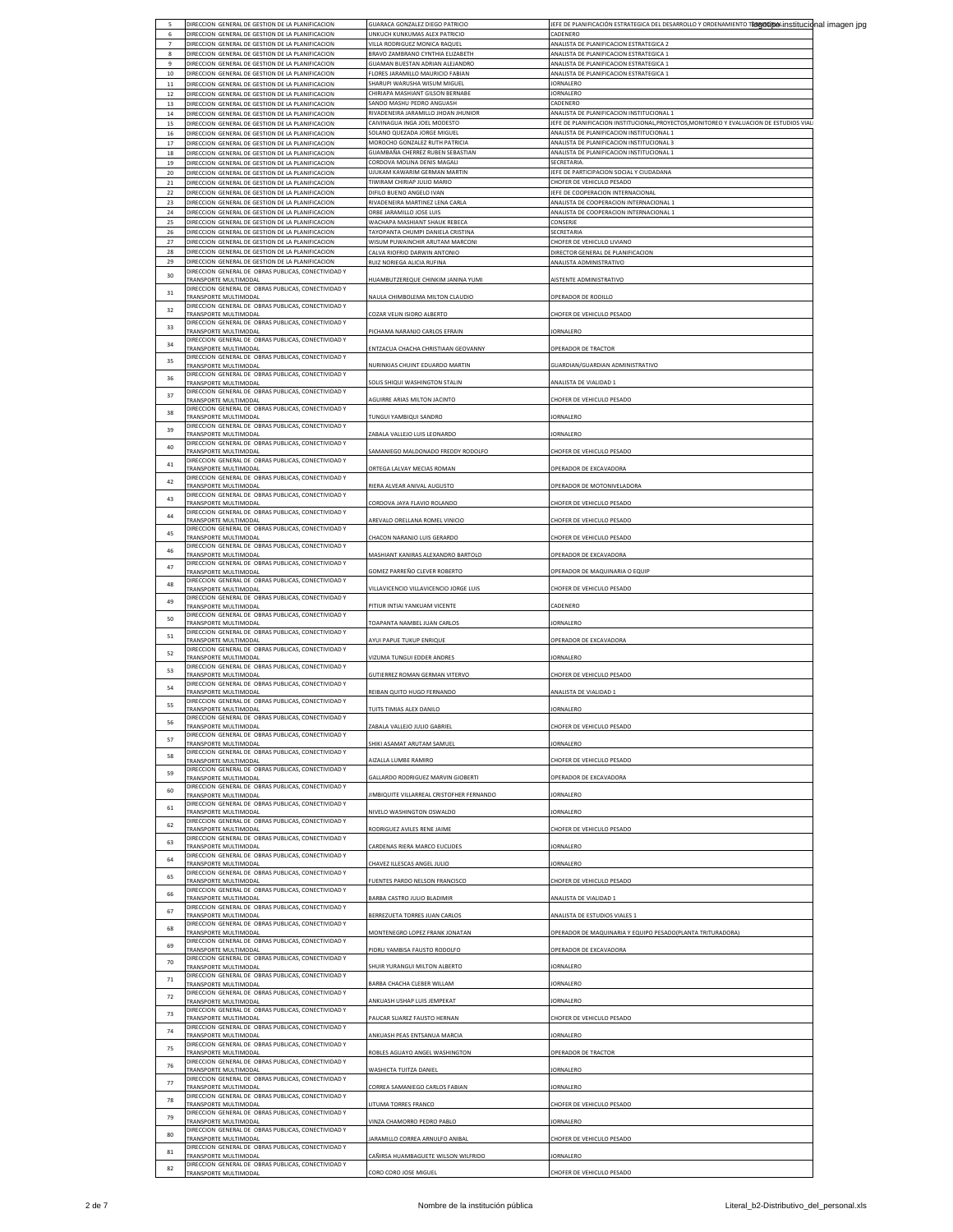| 5 | DIRECCION GENERAL DE GESTION DE LA PLANIFICACION | GUARACA GONZALEZ DIEGO PATRICIO | JEFE DE PLANIFICACIÓN ESTRATEGICA DEL DESARROLLO Y ORDENAMIENTO TERRITORIAL |
|---|---|---|---|
| 6 | DIRECCION GENERAL DE GESTION DE LA PLANIFICACION | UNKUCH KUNKUMAS ALEX PATRICIO | CADENERO |
| 7 | DIRECCION GENERAL DE GESTION DE LA PLANIFICACION | VILLA RODRIGUEZ MONICA RAQUEL | ANALISTA DE PLANIFICACION ESTRATEGICA 2 |
| 8 | DIRECCION GENERAL DE GESTION DE LA PLANIFICACION | BRAVO ZAMBRANO CYNTHIA ELIZABETH | ANALISTA DE PLANIFICACION ESTRATEGICA 1 |
| 9 | DIRECCION GENERAL DE GESTION DE LA PLANIFICACION | GUAMAN BUESTAN ADRIAN ALEJANDRO | ANALISTA DE PLANIFICACION ESTRATEGICA 1 |
| 10 | DIRECCION GENERAL DE GESTION DE LA PLANIFICACION | FLORES JARAMILLO MAURICIO FABIAN | ANALISTA DE PLANIFICACION ESTRATEGICA 1 |
| 11 | DIRECCION GENERAL DE GESTION DE LA PLANIFICACION | SHARUPI WARUSHA WISUM MIGUEL | JORNALERO |
| 12 | DIRECCION GENERAL DE GESTION DE LA PLANIFICACION | CHIRIAPA MASHIANT GILSON BERNABE | JORNALERO |
| 13 | DIRECCION GENERAL DE GESTION DE LA PLANIFICACION | SANDO MASHU PEDRO ANGUASH | CADENERO |
| 14 | DIRECCION GENERAL DE GESTION DE LA PLANIFICACION | RIVADENEIRA JARAMILLO JHOAN JHUNIOR | ANALISTA DE PLANIFICACION INSTITUCIONAL 1 |
| 15 | DIRECCION GENERAL DE GESTION DE LA PLANIFICACION | CAIVINAGUA INGA JOEL MODESTO | JEFE DE PLANIFICACION INSTITUCIONAL,PROYECTOS,MONITOREO Y EVALUACION DE ESTUDIOS VIAL |
| 16 | DIRECCION GENERAL DE GESTION DE LA PLANIFICACION | SOLANO QUEZADA JORGE MIGUEL | ANALISTA DE PLANIFICACION INSTITUCIONAL 1 |
| 17 | DIRECCION GENERAL DE GESTION DE LA PLANIFICACION | MOROCHO GONZALEZ RUTH PATRICIA | ANALISTA DE PLANIFICACION INSTITUCIONAL 3 |
| 18 | DIRECCION GENERAL DE GESTION DE LA PLANIFICACION | GUAMBAÑA CHERREZ RUBEN SEBASTIAN | ANALISTA DE PLANIFICACION INSTITUCIONAL 1 |
| 19 | DIRECCION GENERAL DE GESTION DE LA PLANIFICACION | CORDOVA MOLINA DENIS MAGALI | SECRETARIA. |
| 20 | DIRECCION GENERAL DE GESTION DE LA PLANIFICACION | UJUKAM KAWARIM GERMAN MARTIN | JEFE DE PARTICIPACION SOCIAL Y CIUDADANA |
| 21 | DIRECCION GENERAL DE GESTION DE LA PLANIFICACION | TIWIRAM CHIRIAP JULIO MARIO | CHOFER DE VEHICULO PESADO |
| 22 | DIRECCION GENERAL DE GESTION DE LA PLANIFICACION | DIFILO BUENO ANGELO IVAN | JEFE DE COOPERACION INTERNACIONAL |
| 23 | DIRECCION GENERAL DE GESTION DE LA PLANIFICACION | RIVADENEIRA MARTINEZ LENA CARLA | ANALISTA DE COOPERACION INTERNACIONAL 1 |
| 24 | DIRECCION GENERAL DE GESTION DE LA PLANIFICACION | ORBE JARAMILLO JOSE LUIS | ANALISTA DE COOPERACION INTERNACIONAL 1 |
| 25 | DIRECCION GENERAL DE GESTION DE LA PLANIFICACION | WACHAPA MASHIANT SHAUK REBECA | CONSERJE |
| 26 | DIRECCION GENERAL DE GESTION DE LA PLANIFICACION | TAYOPANTA CHUMPI DANIELA CRISTINA | SECRETARIA |
| 27 | DIRECCION GENERAL DE GESTION DE LA PLANIFICACION | WISUM PUWAINCHIR ARUTAM MARCONI | CHOFER DE VEHICULO LIVIANO |
| 28 | DIRECCION GENERAL DE GESTION DE LA PLANIFICACION | CALVA RIOFRIO DARWIN ANTONIO | DIRECTOR GENERAL DE PLANIFICACION |
| 29 | DIRECCION GENERAL DE GESTION DE LA PLANIFICACION | RUIZ NORIEGA ALICIA RUFINA | ANALISTA ADMINISTRATIVO |
| 30 | DIRECCION GENERAL DE OBRAS PUBLICAS, CONECTIVIDAD Y TRANSPORTE MULTIMODAL | HUAMBUTZEREQUE CHINKIM JANINA YUMI | AISTENTE ADMINISTRATIVO |
| 31 | DIRECCION GENERAL DE OBRAS PUBLICAS, CONECTIVIDAD Y TRANSPORTE MULTIMODAL | NAULA CHIMBOLEMA MILTON CLAUDIO | OPERADOR DE RODILLO |
| 32 | DIRECCION GENERAL DE OBRAS PUBLICAS, CONECTIVIDAD Y TRANSPORTE MULTIMODAL | COZAR VELIN ISIDRO ALBERTO | CHOFER DE VEHICULO PESADO |
| 33 | DIRECCION GENERAL DE OBRAS PUBLICAS, CONECTIVIDAD Y TRANSPORTE MULTIMODAL | PICHAMA NARANJO CARLOS EFRAIN | JORNALERO |
| 34 | DIRECCION GENERAL DE OBRAS PUBLICAS, CONECTIVIDAD Y TRANSPORTE MULTIMODAL | ENTZACUA CHACHA CHRISTIAAN GEOVANNY | OPERADOR DE TRACTOR |
| 35 | DIRECCION GENERAL DE OBRAS PUBLICAS, CONECTIVIDAD Y TRANSPORTE MULTIMODAL | NURINKIAS CHUINT EDUARDO MARTIN | GUARDIAN/GUARDIAN ADMINISTRATIVO |
| 36 | DIRECCION GENERAL DE OBRAS PUBLICAS, CONECTIVIDAD Y TRANSPORTE MULTIMODAL | SOLIS SHIQUI WASHINGTON STALIN | ANALISTA DE VIALIDAD 1 |
| 37 | DIRECCION GENERAL DE OBRAS PUBLICAS, CONECTIVIDAD Y TRANSPORTE MULTIMODAL | AGUIRRE ARIAS MILTON JACINTO | CHOFER DE VEHICULO PESADO |
| 38 | DIRECCION GENERAL DE OBRAS PUBLICAS, CONECTIVIDAD Y TRANSPORTE MULTIMODAL | TUNGUI YAMBIQUI SANDRO | JORNALERO |
| 39 | DIRECCION GENERAL DE OBRAS PUBLICAS, CONECTIVIDAD Y TRANSPORTE MULTIMODAL | ZABALA VALLEJO LUIS LEONARDO | JORNALERO |
| 40 | DIRECCION GENERAL DE OBRAS PUBLICAS, CONECTIVIDAD Y TRANSPORTE MULTIMODAL | SAMANIEGO MALDONADO FREDDY RODOLFO | CHOFER DE VEHICULO PESADO |
| 41 | DIRECCION GENERAL DE OBRAS PUBLICAS, CONECTIVIDAD Y TRANSPORTE MULTIMODAL | ORTEGA LALVAY MECIAS ROMAN | OPERADOR DE EXCAVADORA |
| 42 | DIRECCION GENERAL DE OBRAS PUBLICAS, CONECTIVIDAD Y TRANSPORTE MULTIMODAL | RIERA ALVEAR ANIVAL AUGUSTO | OPERADOR DE MOTONIVELADORA |
| 43 | DIRECCION GENERAL DE OBRAS PUBLICAS, CONECTIVIDAD Y TRANSPORTE MULTIMODAL | CORDOVA JAYA FLAVIO ROLANDO | CHOFER DE VEHICULO PESADO |
| 44 | DIRECCION GENERAL DE OBRAS PUBLICAS, CONECTIVIDAD Y TRANSPORTE MULTIMODAL | AREVALO ORELLANA ROMEL VINICIO | CHOFER DE VEHICULO PESADO |
| 45 | DIRECCION GENERAL DE OBRAS PUBLICAS, CONECTIVIDAD Y TRANSPORTE MULTIMODAL | CHACON NARANJO LUIS GERARDO | CHOFER DE VEHICULO PESADO |
| 46 | DIRECCION GENERAL DE OBRAS PUBLICAS, CONECTIVIDAD Y TRANSPORTE MULTIMODAL | MASHIANT KANIRAS ALEXANDRO BARTOLO | OPERADOR DE EXCAVADORA |
| 47 | DIRECCION GENERAL DE OBRAS PUBLICAS, CONECTIVIDAD Y TRANSPORTE MULTIMODAL | GOMEZ PARREÑO CLEVER ROBERTO | OPERADOR DE MAQUINARIA O EQUIP |
| 48 | DIRECCION GENERAL DE OBRAS PUBLICAS, CONECTIVIDAD Y TRANSPORTE MULTIMODAL | VILLAVICENCIO VILLAVICENCIO JORGE LUIS | CHOFER DE VEHICULO PESADO |
| 49 | DIRECCION GENERAL DE OBRAS PUBLICAS, CONECTIVIDAD Y TRANSPORTE MULTIMODAL | PITIUR INTIAI YANKUAM VICENTE | CADENERO |
| 50 | DIRECCION GENERAL DE OBRAS PUBLICAS, CONECTIVIDAD Y TRANSPORTE MULTIMODAL | TOAPANTA NAMBEL JUAN CARLOS | JORNALERO |
| 51 | DIRECCION GENERAL DE OBRAS PUBLICAS, CONECTIVIDAD Y TRANSPORTE MULTIMODAL | AYUI PAPUE TUKUP ENRIQUE | OPERADOR DE EXCAVADORA |
| 52 | DIRECCION GENERAL DE OBRAS PUBLICAS, CONECTIVIDAD Y TRANSPORTE MULTIMODAL | VIZUMA TUNGUI EDDER ANDRES | JORNALERO |
| 53 | DIRECCION GENERAL DE OBRAS PUBLICAS, CONECTIVIDAD Y TRANSPORTE MULTIMODAL | GUTIERREZ ROMAN GERMAN VITERVO | CHOFER DE VEHICULO PESADO |
| 54 | DIRECCION GENERAL DE OBRAS PUBLICAS, CONECTIVIDAD Y TRANSPORTE MULTIMODAL | REIBAN QUITO HUGO FERNANDO | ANALISTA DE VIALIDAD 1 |
| 55 | DIRECCION GENERAL DE OBRAS PUBLICAS, CONECTIVIDAD Y TRANSPORTE MULTIMODAL | TUITS TIMIAS ALEX DANILO | JORNALERO |
| 56 | DIRECCION GENERAL DE OBRAS PUBLICAS, CONECTIVIDAD Y TRANSPORTE MULTIMODAL | ZABALA VALLEJO JULIO GABRIEL | CHOFER DE VEHICULO PESADO |
| 57 | DIRECCION GENERAL DE OBRAS PUBLICAS, CONECTIVIDAD Y TRANSPORTE MULTIMODAL | SHIKI ASAMAT ARUTAM SAMUEL | JORNALERO |
| 58 | DIRECCION GENERAL DE OBRAS PUBLICAS, CONECTIVIDAD Y TRANSPORTE MULTIMODAL | AIZALLA LUMBE RAMIRO | CHOFER DE VEHICULO PESADO |
| 59 | DIRECCION GENERAL DE OBRAS PUBLICAS, CONECTIVIDAD Y TRANSPORTE MULTIMODAL | GALLARDO RODRIGUEZ MARVIN GIOBERTI | OPERADOR DE EXCAVADORA |
| 60 | DIRECCION GENERAL DE OBRAS PUBLICAS, CONECTIVIDAD Y TRANSPORTE MULTIMODAL | JIMBIQUITE VILLARREAL CRISTOFHER FERNANDO | JORNALERO |
| 61 | DIRECCION GENERAL DE OBRAS PUBLICAS, CONECTIVIDAD Y TRANSPORTE MULTIMODAL | NIVELO WASHINGTON OSWALDO | JORNALERO |
| 62 | DIRECCION GENERAL DE OBRAS PUBLICAS, CONECTIVIDAD Y TRANSPORTE MULTIMODAL | RODRIGUEZ AVILES RENE JAIME | CHOFER DE VEHICULO PESADO |
| 63 | DIRECCION GENERAL DE OBRAS PUBLICAS, CONECTIVIDAD Y TRANSPORTE MULTIMODAL | CARDENAS RIERA MARCO EUCLIDES | JORNALERO |
| 64 | DIRECCION GENERAL DE OBRAS PUBLICAS, CONECTIVIDAD Y TRANSPORTE MULTIMODAL | CHAVEZ ILLESCAS ANGEL JULIO | JORNALERO |
| 65 | DIRECCION GENERAL DE OBRAS PUBLICAS, CONECTIVIDAD Y TRANSPORTE MULTIMODAL | FUENTES PARDO NELSON FRANCISCO | CHOFER DE VEHICULO PESADO |
| 66 | DIRECCION GENERAL DE OBRAS PUBLICAS, CONECTIVIDAD Y TRANSPORTE MULTIMODAL | BARBA CASTRO JULIO BLADIMIR | ANALISTA DE VIALIDAD 1 |
| 67 | DIRECCION GENERAL DE OBRAS PUBLICAS, CONECTIVIDAD Y TRANSPORTE MULTIMODAL | BERREZUETA TORRES JUAN CARLOS | ANALISTA DE ESTUDIOS VIALES 1 |
| 68 | DIRECCION GENERAL DE OBRAS PUBLICAS, CONECTIVIDAD Y TRANSPORTE MULTIMODAL | MONTENEGRO LOPEZ FRANK JONATAN | OPERADOR DE MAQUINARIA Y EQUIPO PESADO(PLANTA TRITURADORA) |
| 69 | DIRECCION GENERAL DE OBRAS PUBLICAS, CONECTIVIDAD Y TRANSPORTE MULTIMODAL | PIDRU YAMBISA FAUSTO RODOLFO | OPERADOR DE EXCAVADORA |
| 70 | DIRECCION GENERAL DE OBRAS PUBLICAS, CONECTIVIDAD Y TRANSPORTE MULTIMODAL | SHUIR YURANGUI MILTON ALBERTO | JORNALERO |
| 71 | DIRECCION GENERAL DE OBRAS PUBLICAS, CONECTIVIDAD Y TRANSPORTE MULTIMODAL | BARBA CHACHA CLEBER WILLAM | JORNALERO |
| 72 | DIRECCION GENERAL DE OBRAS PUBLICAS, CONECTIVIDAD Y TRANSPORTE MULTIMODAL | ANKUASH USHAP LUIS JEMPEKAT | JORNALERO |
| 73 | DIRECCION GENERAL DE OBRAS PUBLICAS, CONECTIVIDAD Y TRANSPORTE MULTIMODAL | PAUCAR SUAREZ FAUSTO HERNAN | CHOFER DE VEHICULO PESADO |
| 74 | DIRECCION GENERAL DE OBRAS PUBLICAS, CONECTIVIDAD Y TRANSPORTE MULTIMODAL | ANKUASH PEAS ENTSANUA MARCIA | JORNALERO |
| 75 | DIRECCION GENERAL DE OBRAS PUBLICAS, CONECTIVIDAD Y TRANSPORTE MULTIMODAL | ROBLES AGUAYO ANGEL WASHINGTON | OPERADOR DE TRACTOR |
| 76 | DIRECCION GENERAL DE OBRAS PUBLICAS, CONECTIVIDAD Y TRANSPORTE MULTIMODAL | WASHICTA TUITZA DANIEL | JORNALERO |
| 77 | DIRECCION GENERAL DE OBRAS PUBLICAS, CONECTIVIDAD Y TRANSPORTE MULTIMODAL | CORREA SAMANIEGO CARLOS FABIAN | JORNALERO |
| 78 | DIRECCION GENERAL DE OBRAS PUBLICAS, CONECTIVIDAD Y TRANSPORTE MULTIMODAL | LITUMA TORRES FRANCO | CHOFER DE VEHICULO PESADO |
| 79 | DIRECCION GENERAL DE OBRAS PUBLICAS, CONECTIVIDAD Y TRANSPORTE MULTIMODAL | VINZA CHAMORRO PEDRO PABLO | JORNALERO |
| 80 | DIRECCION GENERAL DE OBRAS PUBLICAS, CONECTIVIDAD Y TRANSPORTE MULTIMODAL | JARAMILLO CORREA ARNULFO ANIBAL | CHOFER DE VEHICULO PESADO |
| 81 | DIRECCION GENERAL DE OBRAS PUBLICAS, CONECTIVIDAD Y TRANSPORTE MULTIMODAL | CAÑIRSA HUAMBAGUETE WILSON WILFRIDO | JORNALERO |
| 82 | DIRECCION GENERAL DE OBRAS PUBLICAS, CONECTIVIDAD Y TRANSPORTE MULTIMODAL | CORO CORO JOSE MIGUEL | CHOFER DE VEHICULO PESADO |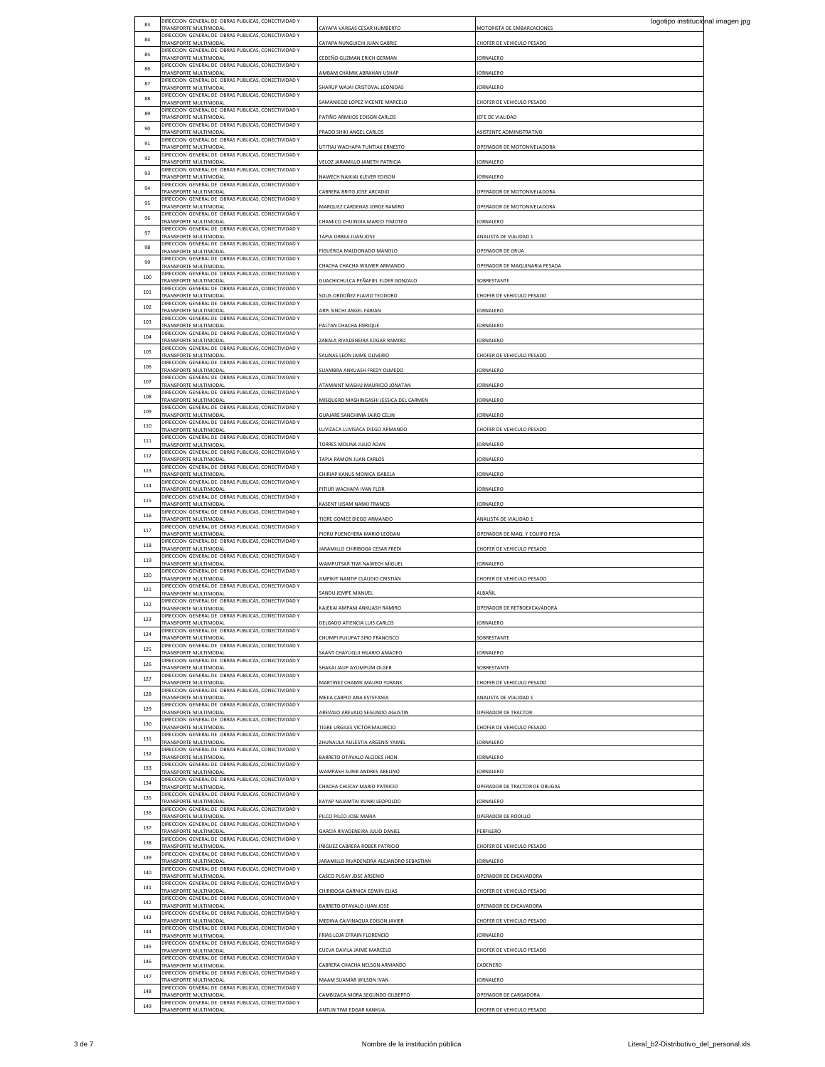logotipo institucional imagen jpg

| | | | |
|---|---|---|---|
| 83 | DIRECCION GENERAL DE OBRAS PUBLICAS, CONECTIVIDAD Y TRANSPORTE MULTIMODAL | CAYAPA VARGAS CESAR HUMBERTO | MOTORISTA DE EMBARCACIONES |
| 84 | DIRECCION GENERAL DE OBRAS PUBLICAS, CONECTIVIDAD Y TRANSPORTE MULTIMODAL | CAYAPA NUNGUICHI JUAN GABRIE | CHOFER DE VEHICULO PESADO |
| 85 | DIRECCION GENERAL DE OBRAS PUBLICAS, CONECTIVIDAD Y TRANSPORTE MULTIMODAL | CEDEÑO GUZMAN ERICH GERMAN | JORNALERO |
| 86 | DIRECCION GENERAL DE OBRAS PUBLICAS, CONECTIVIDAD Y TRANSPORTE MULTIMODAL | AMBAM CHAMIK ABRAHAN USHAP | JORNALERO |
| 87 | DIRECCION GENERAL DE OBRAS PUBLICAS, CONECTIVIDAD Y TRANSPORTE MULTIMODAL | SHARUP WAJAI CRISTOVAL LEONIDAS | JORNALERO |
| 88 | DIRECCION GENERAL DE OBRAS PUBLICAS, CONECTIVIDAD Y TRANSPORTE MULTIMODAL | SAMANIEGO LOPEZ VICENTE MARCELO | CHOFER DE VEHICULO PESADO |
| 89 | DIRECCION GENERAL DE OBRAS PUBLICAS, CONECTIVIDAD Y TRANSPORTE MULTIMODAL | PATIÑO ARMIJOS EDISON CARLOS | JEFE DE VIALIDAD |
| 90 | DIRECCION GENERAL DE OBRAS PUBLICAS, CONECTIVIDAD Y TRANSPORTE MULTIMODAL | PRADO SHIKI ANGEL CARLOS | ASISTENTE ADMINISTRATIVO |
| 91 | DIRECCION GENERAL DE OBRAS PUBLICAS, CONECTIVIDAD Y TRANSPORTE MULTIMODAL | UTITIAJ WACHAPA TUNTIAK ERNESTO | OPERADOR DE MOTONIVELADORA |
| 92 | DIRECCION GENERAL DE OBRAS PUBLICAS, CONECTIVIDAD Y TRANSPORTE MULTIMODAL | VELOZ JARAMILLO JANETH PATRICIA | JORNALERO |
| 93 | DIRECCION GENERAL DE OBRAS PUBLICAS, CONECTIVIDAD Y TRANSPORTE MULTIMODAL | NAWECH NAIKIAI KLEVER EDISON | JORNALERO |
| 94 | DIRECCION GENERAL DE OBRAS PUBLICAS, CONECTIVIDAD Y TRANSPORTE MULTIMODAL | CABRERA BRITO JOSE ARCADIO | OPERADOR DE MOTONIVELADORA |
| 95 | DIRECCION GENERAL DE OBRAS PUBLICAS, CONECTIVIDAD Y TRANSPORTE MULTIMODAL | MARQUEZ CARDENAS JORGE RAMIRO | OPERADOR DE MOTONIVELADORA |
| 96 | DIRECCION GENERAL DE OBRAS PUBLICAS, CONECTIVIDAD Y TRANSPORTE MULTIMODAL | CHAMICO CHUINDIA MARCO TIMOTEO | JORNALERO |
| 97 | DIRECCION GENERAL DE OBRAS PUBLICAS, CONECTIVIDAD Y TRANSPORTE MULTIMODAL | TAPIA ORBEA JUAN JOSE | ANALISTA DE VIALIDAD 1 |
| 98 | DIRECCION GENERAL DE OBRAS PUBLICAS, CONECTIVIDAD Y TRANSPORTE MULTIMODAL | FIGUEROA MALDONADO MANOLO | OPERADOR DE GRUA |
| 99 | DIRECCION GENERAL DE OBRAS PUBLICAS, CONECTIVIDAD Y TRANSPORTE MULTIMODAL | CHACHA CHACHA WILMER ARMANDO | OPERADOR DE MAQUINARIA PESADA |
| 100 | DIRECCION GENERAL DE OBRAS PUBLICAS, CONECTIVIDAD Y TRANSPORTE MULTIMODAL | GUACHICHULCA PEÑAFIEL ELDER GONZALO | SOBRESTANTE |
| 101 | DIRECCION GENERAL DE OBRAS PUBLICAS, CONECTIVIDAD Y TRANSPORTE MULTIMODAL | SOLIS ORDOÑEZ FLAVIO TEODORO | CHOFER DE VEHICULO PESADO |
| 102 | DIRECCION GENERAL DE OBRAS PUBLICAS, CONECTIVIDAD Y TRANSPORTE MULTIMODAL | ARPI SINCHI ANGEL FABIAN | JORNALERO |
| 103 | DIRECCION GENERAL DE OBRAS PUBLICAS, CONECTIVIDAD Y TRANSPORTE MULTIMODAL | PALTAN CHACHA ENRIQUE | JORNALERO |
| 104 | DIRECCION GENERAL DE OBRAS PUBLICAS, CONECTIVIDAD Y TRANSPORTE MULTIMODAL | ZABALA RIVADENEIRA EDGAR RAMIRO | JORNALERO |
| 105 | DIRECCION GENERAL DE OBRAS PUBLICAS, CONECTIVIDAD Y TRANSPORTE MULTIMODAL | SALINAS LEON JAIME OLIVERIO | CHOFER DE VEHICULO PESADO |
| 106 | DIRECCION GENERAL DE OBRAS PUBLICAS, CONECTIVIDAD Y TRANSPORTE MULTIMODAL | SUAMBRA ANKUASH FREDY OLMEDO | JORNALERO |
| 107 | DIRECCION GENERAL DE OBRAS PUBLICAS, CONECTIVIDAD Y TRANSPORTE MULTIMODAL | ATAMAINT MASHU MAURICIO JONATAN | JORNALERO |
| 108 | DIRECCION GENERAL DE OBRAS PUBLICAS, CONECTIVIDAD Y TRANSPORTE MULTIMODAL | MISQUERO MASHINGASHI JESSICA DEL CARMEN | JORNALERO |
| 109 | DIRECCION GENERAL DE OBRAS PUBLICAS, CONECTIVIDAD Y TRANSPORTE MULTIMODAL | GUAJARE SANCHIMA JAIRO CELIN | JORNALERO |
| 110 | DIRECCION GENERAL DE OBRAS PUBLICAS, CONECTIVIDAD Y TRANSPORTE MULTIMODAL | LLIVIZACA LLIVISACA DIEGO ARMANDO | CHOFER DE VEHICULO PESADO |
| 111 | DIRECCION GENERAL DE OBRAS PUBLICAS, CONECTIVIDAD Y TRANSPORTE MULTIMODAL | TORRES MOLINA JULIO ADAN | JORNALERO |
| 112 | DIRECCION GENERAL DE OBRAS PUBLICAS, CONECTIVIDAD Y TRANSPORTE MULTIMODAL | TAPIA RAMON JUAN CARLOS | JORNALERO |
| 113 | DIRECCION GENERAL DE OBRAS PUBLICAS, CONECTIVIDAD Y TRANSPORTE MULTIMODAL | CHIRIAP KANUS MONICA ISABELA | JORNALERO |
| 114 | DIRECCION GENERAL DE OBRAS PUBLICAS, CONECTIVIDAD Y TRANSPORTE MULTIMODAL | PITIUR WACHAPA IVAN FLOR | JORNALERO |
| 115 | DIRECCION GENERAL DE OBRAS PUBLICAS, CONECTIVIDAD Y TRANSPORTE MULTIMODAL | KASENT IJISAM NANKI FRANCIS | JORNALERO |
| 116 | DIRECCION GENERAL DE OBRAS PUBLICAS, CONECTIVIDAD Y TRANSPORTE MULTIMODAL | TIGRE GOMEZ DIEGO ARMANDO | ANALISTA DE VIALIDAD 1 |
| 117 | DIRECCION GENERAL DE OBRAS PUBLICAS, CONECTIVIDAD Y TRANSPORTE MULTIMODAL | PIDRU PUENCHERA MARIO LEODAN | OPERADOR DE MAQ. Y EQUIPO PESA |
| 118 | DIRECCION GENERAL DE OBRAS PUBLICAS, CONECTIVIDAD Y TRANSPORTE MULTIMODAL | JARAMILLO CHIRIBOGA CESAR FREDI | CHOFER DE VEHICULO PESADO |
| 119 | DIRECCION GENERAL DE OBRAS PUBLICAS, CONECTIVIDAD Y TRANSPORTE MULTIMODAL | WAMPUTSAR TIWI NAWECH MIGUEL | JORNALERO |
| 120 | DIRECCION GENERAL DE OBRAS PUBLICAS, CONECTIVIDAD Y TRANSPORTE MULTIMODAL | JIMPIKIT NANTIP CLAUDIO CRISTIAN | CHOFER DE VEHICULO PESADO |
| 121 | DIRECCION GENERAL DE OBRAS PUBLICAS, CONECTIVIDAD Y TRANSPORTE MULTIMODAL | SANDU JEMPE MANUEL | ALBAÑIL |
| 122 | DIRECCION GENERAL DE OBRAS PUBLICAS, CONECTIVIDAD Y TRANSPORTE MULTIMODAL | KAJEKAI AMPAM ANKUASH RAMIRO | OPERADOR DE RETROEXCAVADORA |
| 123 | DIRECCION GENERAL DE OBRAS PUBLICAS, CONECTIVIDAD Y TRANSPORTE MULTIMODAL | DELGADO ATIENCIA LUIS CARLOS | JORNALERO |
| 124 | DIRECCION GENERAL DE OBRAS PUBLICAS, CONECTIVIDAD Y TRANSPORTE MULTIMODAL | CHUMPI PUJUPAT SIRO FRANCISCO | SOBRESTANTE |
| 125 | DIRECCION GENERAL DE OBRAS PUBLICAS, CONECTIVIDAD Y TRANSPORTE MULTIMODAL | SAANT CHAYUQUI HILARIO AMADEO | JORNALERO |
| 126 | DIRECCION GENERAL DE OBRAS PUBLICAS, CONECTIVIDAD Y TRANSPORTE MULTIMODAL | SHAKAI JAUP AYUMPUM OLGER | SOBRESTANTE |
| 127 | DIRECCION GENERAL DE OBRAS PUBLICAS, CONECTIVIDAD Y TRANSPORTE MULTIMODAL | MARTINEZ CHAMIK MAURO YURANK | CHOFER DE VEHICULO PESADO |
| 128 | DIRECCION GENERAL DE OBRAS PUBLICAS, CONECTIVIDAD Y TRANSPORTE MULTIMODAL | MEJIA CARPIO ANA ESTEFANIA | ANALISTA DE VIALIDAD 1 |
| 129 | DIRECCION GENERAL DE OBRAS PUBLICAS, CONECTIVIDAD Y TRANSPORTE MULTIMODAL | AREVALO AREVALO SEGUNDO AGUSTIN | OPERADOR DE TRACTOR |
| 130 | DIRECCION GENERAL DE OBRAS PUBLICAS, CONECTIVIDAD Y TRANSPORTE MULTIMODAL | TIGRE URGILES VICTOR MAURICIO | CHOFER DE VEHICULO PESADO |
| 131 | DIRECCION GENERAL DE OBRAS PUBLICAS, CONECTIVIDAD Y TRANSPORTE MULTIMODAL | ZHUNAULA AULESTIA ARGENIS YAMEL | JORNALERO |
| 132 | DIRECCION GENERAL DE OBRAS PUBLICAS, CONECTIVIDAD Y TRANSPORTE MULTIMODAL | BARRETO OTAVALO ALCIDES JHON | JORNALERO |
| 133 | DIRECCION GENERAL DE OBRAS PUBLICAS, CONECTIVIDAD Y TRANSPORTE MULTIMODAL | WAMPASH SURIK ANDRES ABELINO | JORNALERO |
| 134 | DIRECCION GENERAL DE OBRAS PUBLICAS, CONECTIVIDAD Y TRANSPORTE MULTIMODAL | CHACHA CHUCAY MARIO PATRICIO | OPERADOR DE TRACTOR DE ORUGAS |
| 135 | DIRECCION GENERAL DE OBRAS PUBLICAS, CONECTIVIDAD Y TRANSPORTE MULTIMODAL | KAYAP NAJAMTAI KUNKI LEOPOLDO | JORNALERO |
| 136 | DIRECCION GENERAL DE OBRAS PUBLICAS, CONECTIVIDAD Y TRANSPORTE MULTIMODAL | PILCO PILCO JOSE MARIA | OPERADOR DE RODILLO |
| 137 | DIRECCION GENERAL DE OBRAS PUBLICAS, CONECTIVIDAD Y TRANSPORTE MULTIMODAL | GARCIA RIVADENEIRA JULIO DANIEL | PERFILERO |
| 138 | DIRECCION GENERAL DE OBRAS PUBLICAS, CONECTIVIDAD Y TRANSPORTE MULTIMODAL | IÑIGUEZ CABRERA ROBER PATRICIO | CHOFER DE VEHICULO PESADO |
| 139 | DIRECCION GENERAL DE OBRAS PUBLICAS, CONECTIVIDAD Y TRANSPORTE MULTIMODAL | JARAMILLO RIVADENEIRA ALEJANDRO SEBASTIAN | JORNALERO |
| 140 | DIRECCION GENERAL DE OBRAS PUBLICAS, CONECTIVIDAD Y TRANSPORTE MULTIMODAL | CASCO PUSAY JOSE ARSENIO | OPERADOR DE EXCAVADORA |
| 141 | DIRECCION GENERAL DE OBRAS PUBLICAS, CONECTIVIDAD Y TRANSPORTE MULTIMODAL | CHIRIBOGA GARNICA EDWIN ELIAS | CHOFER DE VEHICULO PESADO |
| 142 | DIRECCION GENERAL DE OBRAS PUBLICAS, CONECTIVIDAD Y TRANSPORTE MULTIMODAL | BARRETO OTAVALO JUAN JOSE | OPERADOR DE EXCAVADORA |
| 143 | DIRECCION GENERAL DE OBRAS PUBLICAS, CONECTIVIDAD Y TRANSPORTE MULTIMODAL | MEDINA CAIVINAGUA EDISON JAVIER | CHOFER DE VEHICULO PESADO |
| 144 | DIRECCION GENERAL DE OBRAS PUBLICAS, CONECTIVIDAD Y TRANSPORTE MULTIMODAL | FRIAS LOJA EFRAIN FLORENCIO | JORNALERO |
| 145 | DIRECCION GENERAL DE OBRAS PUBLICAS, CONECTIVIDAD Y TRANSPORTE MULTIMODAL | CUEVA DAVILA JAIME MARCELO | CHOFER DE VEHICULO PESADO |
| 146 | DIRECCION GENERAL DE OBRAS PUBLICAS, CONECTIVIDAD Y TRANSPORTE MULTIMODAL | CABRERA CHACHA NELSON ARMANDO | CADENERO |
| 147 | DIRECCION GENERAL DE OBRAS PUBLICAS, CONECTIVIDAD Y TRANSPORTE MULTIMODAL | MAAM SUAMAR WILSON IVAN | JORNALERO |
| 148 | DIRECCION GENERAL DE OBRAS PUBLICAS, CONECTIVIDAD Y TRANSPORTE MULTIMODAL | CAMBIZACA MORA SEGUNDO GILBERTO | OPERADOR DE CARGADORA |
| 149 | DIRECCION GENERAL DE OBRAS PUBLICAS, CONECTIVIDAD Y TRANSPORTE MULTIMODAL | ANTUN TIWI EDGAR KANKUA | CHOFER DE VEHICULO PESADO |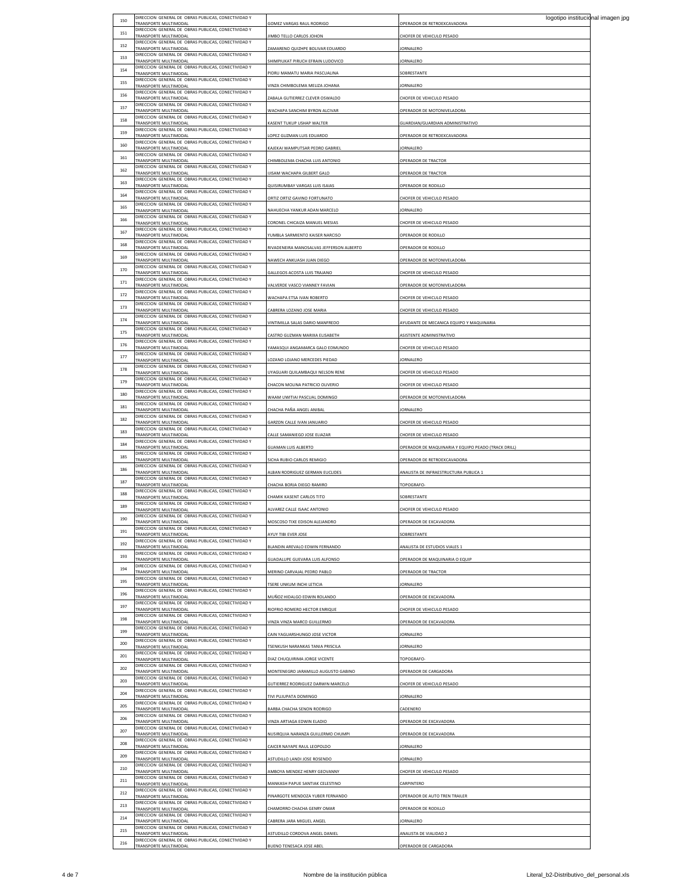| | | | |
|---|---|---|---|
| 150 | DIRECCION GENERAL DE OBRAS PUBLICAS, CONECTIVIDAD Y TRANSPORTE MULTIMODAL | GOMEZ VARGAS RAUL RODRIGO | OPERADOR DE RETROEXCAVADORA |
| 151 | DIRECCION GENERAL DE OBRAS PUBLICAS, CONECTIVIDAD Y TRANSPORTE MULTIMODAL | JIMBO TELLO CARLOS JOHON | CHOFER DE VEHICULO PESADO |
| 152 | DIRECCION GENERAL DE OBRAS PUBLICAS, CONECTIVIDAD Y TRANSPORTE MULTIMODAL | ZAMARENO QUIZHPE BOLIVAR EDUARDO | JORNALERO |
| 153 | DIRECCION GENERAL DE OBRAS PUBLICAS, CONECTIVIDAD Y TRANSPORTE MULTIMODAL | SHIMPIUKAT PIRUCH EFRAIN LUDOVICO | JORNALERO |
| 154 | DIRECCION GENERAL DE OBRAS PUBLICAS, CONECTIVIDAD Y TRANSPORTE MULTIMODAL | PIDRU MAMATU MARIA PASCUALINA | SOBRESTANTE |
| 155 | DIRECCION GENERAL DE OBRAS PUBLICAS, CONECTIVIDAD Y TRANSPORTE MULTIMODAL | VINZA CHIMBOLEMA MELIZA JOHANA | JORNALERO |
| 156 | DIRECCION GENERAL DE OBRAS PUBLICAS, CONECTIVIDAD Y TRANSPORTE MULTIMODAL | ZABALA GUTIERREZ CLEVER OSWALDO | CHOFER DE VEHICULO PESADO |
| 157 | DIRECCION GENERAL DE OBRAS PUBLICAS, CONECTIVIDAD Y TRANSPORTE MULTIMODAL | WACHAPA SANCHIM BYRON ALCIVAR | OPERADOR DE MOTONIVELADORA |
| 158 | DIRECCION GENERAL DE OBRAS PUBLICAS, CONECTIVIDAD Y TRANSPORTE MULTIMODAL | KASENT TUKUP USHAP WALTER | GUARDIAN/GUARDIAN ADMINISTRATIVO |
| 159 | DIRECCION GENERAL DE OBRAS PUBLICAS, CONECTIVIDAD Y TRANSPORTE MULTIMODAL | LOPEZ GUZMAN LUIS EDUARDO | OPERADOR DE RETROEXCAVADORA |
| 160 | DIRECCION GENERAL DE OBRAS PUBLICAS, CONECTIVIDAD Y TRANSPORTE MULTIMODAL | KAJEKAI WAMPUTSAR PEDRO GABRIEL | JORNALERO |
| 161 | DIRECCION GENERAL DE OBRAS PUBLICAS, CONECTIVIDAD Y TRANSPORTE MULTIMODAL | CHIMBOLEMA CHACHA LUIS ANTONIO | OPERADOR DE TRACTOR |
| 162 | DIRECCION GENERAL DE OBRAS PUBLICAS, CONECTIVIDAD Y TRANSPORTE MULTIMODAL | IJISAM WACHAPA GILBERT GALO | OPERADOR DE TRACTOR |
| 163 | DIRECCION GENERAL DE OBRAS PUBLICAS, CONECTIVIDAD Y TRANSPORTE MULTIMODAL | QUISIRUMBAY VARGAS LUIS ISAIAS | OPERADOR DE RODILLO |
| 164 | DIRECCION GENERAL DE OBRAS PUBLICAS, CONECTIVIDAD Y TRANSPORTE MULTIMODAL | ORTIZ ORTIZ GAVINO FORTUNATO | CHOFER DE VEHICULO PESADO |
| 165 | DIRECCION GENERAL DE OBRAS PUBLICAS, CONECTIVIDAD Y TRANSPORTE MULTIMODAL | NAHUECHA YANKUR ADAN MARCELO | JORNALERO |
| 166 | DIRECCION GENERAL DE OBRAS PUBLICAS, CONECTIVIDAD Y TRANSPORTE MULTIMODAL | CORONEL CHICAIZA MANUEL MESIAS | CHOFER DE VEHICULO PESADO |
| 167 | DIRECCION GENERAL DE OBRAS PUBLICAS, CONECTIVIDAD Y TRANSPORTE MULTIMODAL | YUMBLA SARMIENTO KAISER NARCISO | OPERADOR DE RODILLO |
| 168 | DIRECCION GENERAL DE OBRAS PUBLICAS, CONECTIVIDAD Y TRANSPORTE MULTIMODAL | RIVADENEIRA MANOSALVAS JEFFERSON ALBERTO | OPERADOR DE RODILLO |
| 169 | DIRECCION GENERAL DE OBRAS PUBLICAS, CONECTIVIDAD Y TRANSPORTE MULTIMODAL | NAWECH ANKUASH JUAN DIEGO | OPERADOR DE MOTONIVELADORA |
| 170 | DIRECCION GENERAL DE OBRAS PUBLICAS, CONECTIVIDAD Y TRANSPORTE MULTIMODAL | GALLEGOS ACOSTA LUIS TRAJANO | CHOFER DE VEHICULO PESADO |
| 171 | DIRECCION GENERAL DE OBRAS PUBLICAS, CONECTIVIDAD Y TRANSPORTE MULTIMODAL | VALVERDE VASCO VIANNEY FAVIAN | OPERADOR DE MOTONIVELADORA |
| 172 | DIRECCION GENERAL DE OBRAS PUBLICAS, CONECTIVIDAD Y TRANSPORTE MULTIMODAL | WACHAPA ETSA IVAN ROBERTO | CHOFER DE VEHICULO PESADO |
| 173 | DIRECCION GENERAL DE OBRAS PUBLICAS, CONECTIVIDAD Y TRANSPORTE MULTIMODAL | CABRERA LOZANO JOSE MARIA | CHOFER DE VEHICULO PESADO |
| 174 | DIRECCION GENERAL DE OBRAS PUBLICAS, CONECTIVIDAD Y TRANSPORTE MULTIMODAL | VINTIMILLA SALAS DARIO MANFREDO | AYUDANTE DE MECANICA EQUIPO Y MAQUINARIA |
| 175 | DIRECCION GENERAL DE OBRAS PUBLICAS, CONECTIVIDAD Y TRANSPORTE MULTIMODAL | CASTRO GUZMAN MARIXA ELISABETH | ASISTENTE ADMINISTRATIVO |
| 176 | DIRECCION GENERAL DE OBRAS PUBLICAS, CONECTIVIDAD Y TRANSPORTE MULTIMODAL | YAMASQUI ANGAMARCA GALO EDMUNDO | CHOFER DE VEHICULO PESADO |
| 177 | DIRECCION GENERAL DE OBRAS PUBLICAS, CONECTIVIDAD Y TRANSPORTE MULTIMODAL | LOZANO LOJANO MERCEDES PIEDAD | JORNALERO |
| 178 | DIRECCION GENERAL DE OBRAS PUBLICAS, CONECTIVIDAD Y TRANSPORTE MULTIMODAL | UYAGUARI QUILAMBAQUI NELSON RENE | CHOFER DE VEHICULO PESADO |
| 179 | DIRECCION GENERAL DE OBRAS PUBLICAS, CONECTIVIDAD Y TRANSPORTE MULTIMODAL | CHACON MOLINA PATRICIO OLIVERIO | CHOFER DE VEHICULO PESADO |
| 180 | DIRECCION GENERAL DE OBRAS PUBLICAS, CONECTIVIDAD Y TRANSPORTE MULTIMODAL | WAAM UWITIAI PASCUAL DOMINGO | OPERADOR DE MOTONIVELADORA |
| 181 | DIRECCION GENERAL DE OBRAS PUBLICAS, CONECTIVIDAD Y TRANSPORTE MULTIMODAL | CHACHA PAÑA ANGEL ANIBAL | JORNALERO |
| 182 | DIRECCION GENERAL DE OBRAS PUBLICAS, CONECTIVIDAD Y TRANSPORTE MULTIMODAL | GARZON CALLE IVAN JANUARIO | CHOFER DE VEHICULO PESADO |
| 183 | DIRECCION GENERAL DE OBRAS PUBLICAS, CONECTIVIDAD Y TRANSPORTE MULTIMODAL | CALLE SAMANIEGO JOSE ELIAZAR | CHOFER DE VEHICULO PESADO |
| 184 | DIRECCION GENERAL DE OBRAS PUBLICAS, CONECTIVIDAD Y TRANSPORTE MULTIMODAL | GUAMAN LUIS ALBERTO | OPERADOR DE MAQUINARIA Y EQUIPO PEADO (TRACK DRILL) |
| 185 | DIRECCION GENERAL DE OBRAS PUBLICAS, CONECTIVIDAD Y TRANSPORTE MULTIMODAL | SICHA RUBIO CARLOS REMIGIO | OPERADOR DE RETROEXCAVADORA |
| 186 | DIRECCION GENERAL DE OBRAS PUBLICAS, CONECTIVIDAD Y TRANSPORTE MULTIMODAL | ALBAN RODRIGUEZ GERMAN EUCLIDES | ANALISTA DE INFRAESTRUCTURA PUBLICA 1 |
| 187 | DIRECCION GENERAL DE OBRAS PUBLICAS, CONECTIVIDAD Y TRANSPORTE MULTIMODAL | CHACHA BORJA DIEGO RAMIRO | TOPOGRAFO- |
| 188 | DIRECCION GENERAL DE OBRAS PUBLICAS, CONECTIVIDAD Y TRANSPORTE MULTIMODAL | CHAMIK KASENT CARLOS TITO | SOBRESTANTE |
| 189 | DIRECCION GENERAL DE OBRAS PUBLICAS, CONECTIVIDAD Y TRANSPORTE MULTIMODAL | ALVAREZ CALLE ISAAC ANTONIO | CHOFER DE VEHICULO PESADO |
| 190 | DIRECCION GENERAL DE OBRAS PUBLICAS, CONECTIVIDAD Y TRANSPORTE MULTIMODAL | MOSCOSO TIXE EDISON ALEJANDRO | OPERADOR DE EXCAVADORA |
| 191 | DIRECCION GENERAL DE OBRAS PUBLICAS, CONECTIVIDAD Y TRANSPORTE MULTIMODAL | AYUY TIBI EVER JOSE | SOBRESTANTE |
| 192 | DIRECCION GENERAL DE OBRAS PUBLICAS, CONECTIVIDAD Y TRANSPORTE MULTIMODAL | BLANDIN AREVALO EDWIN FERNANDO | ANALISTA DE ESTUDIOS VIALES 1 |
| 193 | DIRECCION GENERAL DE OBRAS PUBLICAS, CONECTIVIDAD Y TRANSPORTE MULTIMODAL | GUADALUPE GUEVARA LUIS ALFONSO | OPERADOR DE MAQUINARIA O EQUIP |
| 194 | DIRECCION GENERAL DE OBRAS PUBLICAS, CONECTIVIDAD Y TRANSPORTE MULTIMODAL | MERINO CARVAJAL PEDRO PABLO | OPERADOR DE TRACTOR |
| 195 | DIRECCION GENERAL DE OBRAS PUBLICAS, CONECTIVIDAD Y TRANSPORTE MULTIMODAL | TSERE UNKUM INCHI LETICIA | JORNALERO |
| 196 | DIRECCION GENERAL DE OBRAS PUBLICAS, CONECTIVIDAD Y TRANSPORTE MULTIMODAL | MUÑOZ HIDALGO EDWIN ROLANDO | OPERADOR DE EXCAVADORA |
| 197 | DIRECCION GENERAL DE OBRAS PUBLICAS, CONECTIVIDAD Y TRANSPORTE MULTIMODAL | RIOFRIO ROMERO HECTOR ENRIQUE | CHOFER DE VEHICULO PESADO |
| 198 | DIRECCION GENERAL DE OBRAS PUBLICAS, CONECTIVIDAD Y TRANSPORTE MULTIMODAL | VINZA VINZA MARCO GUILLERMO | OPERADOR DE EXCAVADORA |
| 199 | DIRECCION GENERAL DE OBRAS PUBLICAS, CONECTIVIDAD Y TRANSPORTE MULTIMODAL | CAIN YAGUARSHUNGO JOSE VICTOR | JORNALERO |
| 200 | DIRECCION GENERAL DE OBRAS PUBLICAS, CONECTIVIDAD Y TRANSPORTE MULTIMODAL | TSENKUSH NARANKAS TANIA PRISCILA | JORNALERO |
| 201 | DIRECCION GENERAL DE OBRAS PUBLICAS, CONECTIVIDAD Y TRANSPORTE MULTIMODAL | DIAZ CHUQUIRIMA JORGE VICENTE | TOPOGRAFO- |
| 202 | DIRECCION GENERAL DE OBRAS PUBLICAS, CONECTIVIDAD Y TRANSPORTE MULTIMODAL | MONTENEGRO JARAMILLO AUGUSTO GABINO | OPERADOR DE CARGADORA |
| 203 | DIRECCION GENERAL DE OBRAS PUBLICAS, CONECTIVIDAD Y TRANSPORTE MULTIMODAL | GUTIERREZ RODRIGUEZ DARWIN MARCELO | CHOFER DE VEHICULO PESADO |
| 204 | DIRECCION GENERAL DE OBRAS PUBLICAS, CONECTIVIDAD Y TRANSPORTE MULTIMODAL | TIVI PUJUPATA DOMINGO | JORNALERO |
| 205 | DIRECCION GENERAL DE OBRAS PUBLICAS, CONECTIVIDAD Y TRANSPORTE MULTIMODAL | BARBA CHACHA SENON RODRIGO | CADENERO |
| 206 | DIRECCION GENERAL DE OBRAS PUBLICAS, CONECTIVIDAD Y TRANSPORTE MULTIMODAL | VINZA ARTIAGA EDWIN ELADIO | OPERADOR DE EXCAVADORA |
| 207 | DIRECCION GENERAL DE OBRAS PUBLICAS, CONECTIVIDAD Y TRANSPORTE MULTIMODAL | NUSIRQUIA NARANZA GUILLERMO CHUMPI | OPERADOR DE EXCAVADORA |
| 208 | DIRECCION GENERAL DE OBRAS PUBLICAS, CONECTIVIDAD Y TRANSPORTE MULTIMODAL | CAICER NAYAPE RAUL LEOPOLDO | JORNALERO |
| 209 | DIRECCION GENERAL DE OBRAS PUBLICAS, CONECTIVIDAD Y TRANSPORTE MULTIMODAL | ASTUDILLO LANDI JOSE ROSENDO | JORNALERO |
| 210 | DIRECCION GENERAL DE OBRAS PUBLICAS, CONECTIVIDAD Y TRANSPORTE MULTIMODAL | AMBOYA MENDEZ HENRY GEOVANNY | CHOFER DE VEHICULO PESADO |
| 211 | DIRECCION GENERAL DE OBRAS PUBLICAS, CONECTIVIDAD Y TRANSPORTE MULTIMODAL | MANKASH PAPUE SANTIAK CELESTINO | CARPINTERO |
| 212 | DIRECCION GENERAL DE OBRAS PUBLICAS, CONECTIVIDAD Y TRANSPORTE MULTIMODAL | PINARGOTE MENDOZA YUBER FERNANDO | OPERADOR DE AUTO TREN TRAILER |
| 213 | DIRECCION GENERAL DE OBRAS PUBLICAS, CONECTIVIDAD Y TRANSPORTE MULTIMODAL | CHAMORRO CHACHA GENRY OMAR | OPERADOR DE RODILLO |
| 214 | DIRECCION GENERAL DE OBRAS PUBLICAS, CONECTIVIDAD Y TRANSPORTE MULTIMODAL | CABRERA JARA MIGUEL ANGEL | JORNALERO |
| 215 | DIRECCION GENERAL DE OBRAS PUBLICAS, CONECTIVIDAD Y TRANSPORTE MULTIMODAL | ASTUDILLO CORDOVA ANGEL DANIEL | ANALISTA DE VIALIDAD 2 |
| 216 | DIRECCION GENERAL DE OBRAS PUBLICAS, CONECTIVIDAD Y TRANSPORTE MULTIMODAL | BUENO TENESACA JOSE ABEL | OPERADOR DE CARGADORA |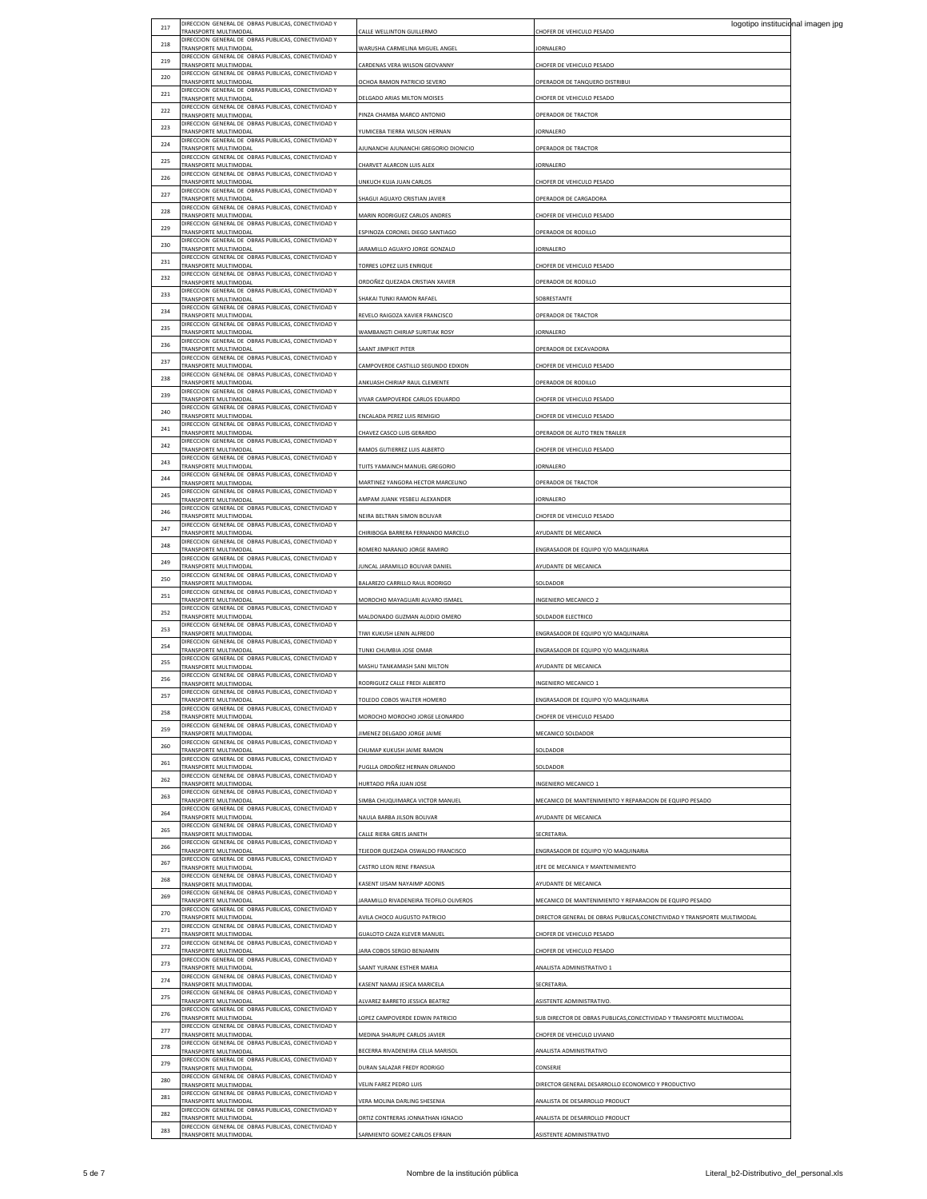| 217 | DIRECCION GENERAL DE OBRAS PUBLICAS, CONECTIVIDAD Y TRANSPORTE MULTIMODAL | CALLE WELLINTON GUILLERMO | CHOFER DE VEHICULO PESADO |
|---|---|---|---|
| 218 | DIRECCION GENERAL DE OBRAS PUBLICAS, CONECTIVIDAD Y TRANSPORTE MULTIMODAL | WARUSHA CARMELINA MIGUEL ANGEL | JORNALERO |
| 219 | DIRECCION GENERAL DE OBRAS PUBLICAS, CONECTIVIDAD Y TRANSPORTE MULTIMODAL | CARDENAS VERA WILSON GEOVANNY | CHOFER DE VEHICULO PESADO |
| 220 | DIRECCION GENERAL DE OBRAS PUBLICAS, CONECTIVIDAD Y TRANSPORTE MULTIMODAL | OCHOA RAMON PATRICIO SEVERO | OPERADOR DE TANQUERO DISTRIBUI |
| 221 | DIRECCION GENERAL DE OBRAS PUBLICAS, CONECTIVIDAD Y TRANSPORTE MULTIMODAL | DELGADO ARIAS MILTON MOISES | CHOFER DE VEHICULO PESADO |
| 222 | DIRECCION GENERAL DE OBRAS PUBLICAS, CONECTIVIDAD Y TRANSPORTE MULTIMODAL | PINZA CHAMBA MARCO ANTONIO | OPERADOR DE TRACTOR |
| 223 | DIRECCION GENERAL DE OBRAS PUBLICAS, CONECTIVIDAD Y TRANSPORTE MULTIMODAL | YUMICEBA TIERRA WILSON HERNAN | JORNALERO |
| 224 | DIRECCION GENERAL DE OBRAS PUBLICAS, CONECTIVIDAD Y TRANSPORTE MULTIMODAL | AJUNANCHI AJUNANCHI GREGORIO DIONICIO | OPERADOR DE TRACTOR |
| 225 | DIRECCION GENERAL DE OBRAS PUBLICAS, CONECTIVIDAD Y TRANSPORTE MULTIMODAL | CHARVET ALARCON LUIS ALEX | JORNALERO |
| 226 | DIRECCION GENERAL DE OBRAS PUBLICAS, CONECTIVIDAD Y TRANSPORTE MULTIMODAL | UNKUCH KUJA JUAN CARLOS | CHOFER DE VEHICULO PESADO |
| 227 | DIRECCION GENERAL DE OBRAS PUBLICAS, CONECTIVIDAD Y TRANSPORTE MULTIMODAL | SHAGUI AGUAYO CRISTIAN JAVIER | OPERADOR DE CARGADORA |
| 228 | DIRECCION GENERAL DE OBRAS PUBLICAS, CONECTIVIDAD Y TRANSPORTE MULTIMODAL | MARIN RODRIGUEZ CARLOS ANDRES | CHOFER DE VEHICULO PESADO |
| 229 | DIRECCION GENERAL DE OBRAS PUBLICAS, CONECTIVIDAD Y TRANSPORTE MULTIMODAL | ESPINOZA CORONEL DIEGO SANTIAGO | OPERADOR DE RODILLO |
| 230 | DIRECCION GENERAL DE OBRAS PUBLICAS, CONECTIVIDAD Y TRANSPORTE MULTIMODAL | JARAMILLO AGUAYO JORGE GONZALO | JORNALERO |
| 231 | DIRECCION GENERAL DE OBRAS PUBLICAS, CONECTIVIDAD Y TRANSPORTE MULTIMODAL | TORRES LOPEZ LUIS ENRIQUE | CHOFER DE VEHICULO PESADO |
| 232 | DIRECCION GENERAL DE OBRAS PUBLICAS, CONECTIVIDAD Y TRANSPORTE MULTIMODAL | ORDOÑEZ QUEZADA CRISTIAN XAVIER | OPERADOR DE RODILLO |
| 233 | DIRECCION GENERAL DE OBRAS PUBLICAS, CONECTIVIDAD Y TRANSPORTE MULTIMODAL | SHAKAI TUNKI RAMON RAFAEL | SOBRESTANTE |
| 234 | DIRECCION GENERAL DE OBRAS PUBLICAS, CONECTIVIDAD Y TRANSPORTE MULTIMODAL | REVELO RAIGOZA XAVIER FRANCISCO | OPERADOR DE TRACTOR |
| 235 | DIRECCION GENERAL DE OBRAS PUBLICAS, CONECTIVIDAD Y TRANSPORTE MULTIMODAL | WAMBANGTI CHIRIAP SURITIAK ROSY | JORNALERO |
| 236 | DIRECCION GENERAL DE OBRAS PUBLICAS, CONECTIVIDAD Y TRANSPORTE MULTIMODAL | SAANT JIMPIKIT PITER | OPERADOR DE EXCAVADORA |
| 237 | DIRECCION GENERAL DE OBRAS PUBLICAS, CONECTIVIDAD Y TRANSPORTE MULTIMODAL | CAMPOVERDE CASTILLO SEGUNDO EDIXON | CHOFER DE VEHICULO PESADO |
| 238 | DIRECCION GENERAL DE OBRAS PUBLICAS, CONECTIVIDAD Y TRANSPORTE MULTIMODAL | ANKUASH CHIRIAP RAUL CLEMENTE | OPERADOR DE RODILLO |
| 239 | DIRECCION GENERAL DE OBRAS PUBLICAS, CONECTIVIDAD Y TRANSPORTE MULTIMODAL | VIVAR CAMPOVERDE CARLOS EDUARDO | CHOFER DE VEHICULO PESADO |
| 240 | DIRECCION GENERAL DE OBRAS PUBLICAS, CONECTIVIDAD Y TRANSPORTE MULTIMODAL | ENCALADA PEREZ LUIS REMIGIO | CHOFER DE VEHICULO PESADO |
| 241 | DIRECCION GENERAL DE OBRAS PUBLICAS, CONECTIVIDAD Y TRANSPORTE MULTIMODAL | CHAVEZ CASCO LUIS GERARDO | OPERADOR DE AUTO TREN TRAILER |
| 242 | DIRECCION GENERAL DE OBRAS PUBLICAS, CONECTIVIDAD Y TRANSPORTE MULTIMODAL | RAMOS GUTIERREZ LUIS ALBERTO | CHOFER DE VEHICULO PESADO |
| 243 | DIRECCION GENERAL DE OBRAS PUBLICAS, CONECTIVIDAD Y TRANSPORTE MULTIMODAL | TUITS YAMAINCH MANUEL GREGORIO | JORNALERO |
| 244 | DIRECCION GENERAL DE OBRAS PUBLICAS, CONECTIVIDAD Y TRANSPORTE MULTIMODAL | MARTINEZ YANGORA HECTOR MARCELINO | OPERADOR DE TRACTOR |
| 245 | DIRECCION GENERAL DE OBRAS PUBLICAS, CONECTIVIDAD Y TRANSPORTE MULTIMODAL | AMPAM JUANK YESBELI ALEXANDER | JORNALERO |
| 246 | DIRECCION GENERAL DE OBRAS PUBLICAS, CONECTIVIDAD Y TRANSPORTE MULTIMODAL | NEIRA BELTRAN SIMON BOLIVAR | CHOFER DE VEHICULO PESADO |
| 247 | DIRECCION GENERAL DE OBRAS PUBLICAS, CONECTIVIDAD Y TRANSPORTE MULTIMODAL | CHIRIBOGA BARRERA FERNANDO MARCELO | AYUDANTE DE MECANICA |
| 248 | DIRECCION GENERAL DE OBRAS PUBLICAS, CONECTIVIDAD Y TRANSPORTE MULTIMODAL | ROMERO NARANJO JORGE RAMIRO | ENGRASADOR DE EQUIPO Y/O MAQUINARIA |
| 249 | DIRECCION GENERAL DE OBRAS PUBLICAS, CONECTIVIDAD Y TRANSPORTE MULTIMODAL | JUNCAL JARAMILLO BOLIVAR DANIEL | AYUDANTE DE MECANICA |
| 250 | DIRECCION GENERAL DE OBRAS PUBLICAS, CONECTIVIDAD Y TRANSPORTE MULTIMODAL | BALAREZO CARRILLO RAUL RODRIGO | SOLDADOR |
| 251 | DIRECCION GENERAL DE OBRAS PUBLICAS, CONECTIVIDAD Y TRANSPORTE MULTIMODAL | MOROCHO MAYAGUARI ALVARO ISMAEL | INGENIERO MECANICO 2 |
| 252 | DIRECCION GENERAL DE OBRAS PUBLICAS, CONECTIVIDAD Y TRANSPORTE MULTIMODAL | MALDONADO GUZMAN ALODIO OMERO | SOLDADOR ELECTRICO |
| 253 | DIRECCION GENERAL DE OBRAS PUBLICAS, CONECTIVIDAD Y TRANSPORTE MULTIMODAL | TIWI KUKUSH LENIN ALFREDO | ENGRASADOR DE EQUIPO Y/O MAQUINARIA |
| 254 | DIRECCION GENERAL DE OBRAS PUBLICAS, CONECTIVIDAD Y TRANSPORTE MULTIMODAL | TUNKI CHUMBIA JOSE OMAR | ENGRASADOR DE EQUIPO Y/O MAQUINARIA |
| 255 | DIRECCION GENERAL DE OBRAS PUBLICAS, CONECTIVIDAD Y TRANSPORTE MULTIMODAL | MASHU TANKAMASH SANI MILTON | AYUDANTE DE MECANICA |
| 256 | DIRECCION GENERAL DE OBRAS PUBLICAS, CONECTIVIDAD Y TRANSPORTE MULTIMODAL | RODRIGUEZ CALLE FREDI ALBERTO | INGENIERO MECANICO 1 |
| 257 | DIRECCION GENERAL DE OBRAS PUBLICAS, CONECTIVIDAD Y TRANSPORTE MULTIMODAL | TOLEDO COBOS WALTER HOMERO | ENGRASADOR DE EQUIPO Y/O MAQUINARIA |
| 258 | DIRECCION GENERAL DE OBRAS PUBLICAS, CONECTIVIDAD Y TRANSPORTE MULTIMODAL | MOROCHO MOROCHO JORGE LEONARDO | CHOFER DE VEHICULO PESADO |
| 259 | DIRECCION GENERAL DE OBRAS PUBLICAS, CONECTIVIDAD Y TRANSPORTE MULTIMODAL | JIMENEZ DELGADO JORGE JAIME | MECANICO SOLDADOR |
| 260 | DIRECCION GENERAL DE OBRAS PUBLICAS, CONECTIVIDAD Y TRANSPORTE MULTIMODAL | CHUMAP KUKUSH JAIME RAMON | SOLDADOR |
| 261 | DIRECCION GENERAL DE OBRAS PUBLICAS, CONECTIVIDAD Y TRANSPORTE MULTIMODAL | PUGLLA ORDOÑEZ HERNAN ORLANDO | SOLDADOR |
| 262 | DIRECCION GENERAL DE OBRAS PUBLICAS, CONECTIVIDAD Y TRANSPORTE MULTIMODAL | HURTADO PIÑA JUAN JOSE | INGENIERO MECANICO 1 |
| 263 | DIRECCION GENERAL DE OBRAS PUBLICAS, CONECTIVIDAD Y TRANSPORTE MULTIMODAL | SIMBA CHUQUIMARCA VICTOR MANUEL | MECANICO DE MANTENIMIENTO Y REPARACION DE EQUIPO PESADO |
| 264 | DIRECCION GENERAL DE OBRAS PUBLICAS, CONECTIVIDAD Y TRANSPORTE MULTIMODAL | NAULA BARBA JILSON BOLIVAR | AYUDANTE DE MECANICA |
| 265 | DIRECCION GENERAL DE OBRAS PUBLICAS, CONECTIVIDAD Y TRANSPORTE MULTIMODAL | CALLE RIERA GREIS JANETH | SECRETARIA. |
| 266 | DIRECCION GENERAL DE OBRAS PUBLICAS, CONECTIVIDAD Y TRANSPORTE MULTIMODAL | TEJEDOR QUEZADA OSWALDO FRANCISCO | ENGRASADOR DE EQUIPO Y/O MAQUINARIA |
| 267 | DIRECCION GENERAL DE OBRAS PUBLICAS, CONECTIVIDAD Y TRANSPORTE MULTIMODAL | CASTRO LEON RENE FRANSUA | JEFE DE MECANICA Y MANTENIMIENTO |
| 268 | DIRECCION GENERAL DE OBRAS PUBLICAS, CONECTIVIDAD Y TRANSPORTE MULTIMODAL | KASENT UISAM NAYAIMP ADONIS | AYUDANTE DE MECANICA |
| 269 | DIRECCION GENERAL DE OBRAS PUBLICAS, CONECTIVIDAD Y TRANSPORTE MULTIMODAL | JARAMILLO RIVADENEIRA TEOFILO OLIVEROS | MECANICO DE MANTENIMIENTO Y REPARACION DE EQUIPO PESADO |
| 270 | DIRECCION GENERAL DE OBRAS PUBLICAS, CONECTIVIDAD Y TRANSPORTE MULTIMODAL | AVILA CHOCO AUGUSTO PATRICIO | DIRECTOR GENERAL DE OBRAS PUBLICAS,CONECTIVIDAD Y TRANSPORTE MULTIMODAL |
| 271 | DIRECCION GENERAL DE OBRAS PUBLICAS, CONECTIVIDAD Y TRANSPORTE MULTIMODAL | GUALOTO CAIZA KLEVER MANUEL | CHOFER DE VEHICULO PESADO |
| 272 | DIRECCION GENERAL DE OBRAS PUBLICAS, CONECTIVIDAD Y TRANSPORTE MULTIMODAL | JARA COBOS SERGIO BENJAMIN | CHOFER DE VEHICULO PESADO |
| 273 | DIRECCION GENERAL DE OBRAS PUBLICAS, CONECTIVIDAD Y TRANSPORTE MULTIMODAL | SAANT YURANK ESTHER MARIA | ANALISTA ADMINISTRATIVO 1 |
| 274 | DIRECCION GENERAL DE OBRAS PUBLICAS, CONECTIVIDAD Y TRANSPORTE MULTIMODAL | KASENT NAMAJ JESICA MARICELA | SECRETARIA. |
| 275 | DIRECCION GENERAL DE OBRAS PUBLICAS, CONECTIVIDAD Y TRANSPORTE MULTIMODAL | ALVAREZ BARRETO JESSICA BEATRIZ | ASISTENTE ADMINISTRATIVO. |
| 276 | DIRECCION GENERAL DE OBRAS PUBLICAS, CONECTIVIDAD Y TRANSPORTE MULTIMODAL | LOPEZ CAMPOVERDE EDWIN PATRICIO | SUB DIRECTOR DE OBRAS PUBLICAS,CONECTIVIDAD Y TRANSPORTE MULTIMODAL |
| 277 | DIRECCION GENERAL DE OBRAS PUBLICAS, CONECTIVIDAD Y TRANSPORTE MULTIMODAL | MEDINA SHARUPE CARLOS JAVIER | CHOFER DE VEHICULO LIVIANO |
| 278 | DIRECCION GENERAL DE OBRAS PUBLICAS, CONECTIVIDAD Y TRANSPORTE MULTIMODAL | BECERRA RIVADENEIRA CELIA MARISOL | ANALISTA ADMINISTRATIVO |
| 279 | DIRECCION GENERAL DE OBRAS PUBLICAS, CONECTIVIDAD Y TRANSPORTE MULTIMODAL | DURAN SALAZAR FREDY RODRIGO | CONSERJE |
| 280 | DIRECCION GENERAL DE OBRAS PUBLICAS, CONECTIVIDAD Y TRANSPORTE MULTIMODAL | VELIN FAREZ PEDRO LUIS | DIRECTOR GENERAL DESARROLLO ECONOMICO Y PRODUCTIVO |
| 281 | DIRECCION GENERAL DE OBRAS PUBLICAS, CONECTIVIDAD Y TRANSPORTE MULTIMODAL | VERA MOLINA DARLING SHESENIA | ANALISTA DE DESARROLLO PRODUCT |
| 282 | DIRECCION GENERAL DE OBRAS PUBLICAS, CONECTIVIDAD Y TRANSPORTE MULTIMODAL | ORTIZ CONTRERAS JONNATHAN IGNACIO | ANALISTA DE DESARROLLO PRODUCT |
| 283 | DIRECCION GENERAL DE OBRAS PUBLICAS, CONECTIVIDAD Y TRANSPORTE MULTIMODAL | SARMIENTO GOMEZ CARLOS EFRAIN | ASISTENTE ADMINISTRATIVO |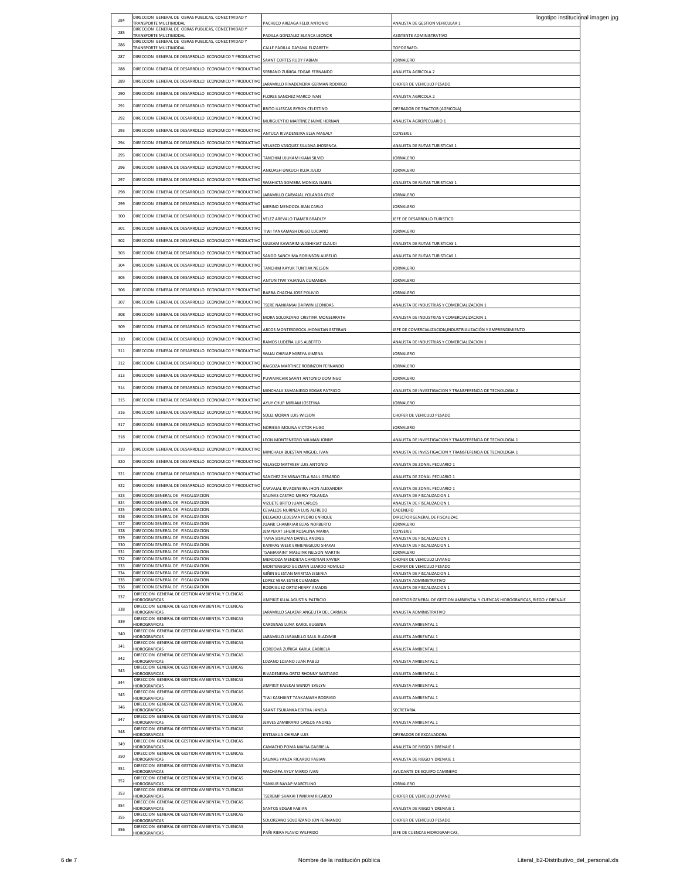logotipo institucional imagen jpg

| 284 | DIRECCION GENERAL DE OBRAS PUBLICAS, CONECTIVIDAD Y TRANSPORTE MULTIMODAL | PACHECO ARIZAGA FELIX ANTONIO | ANALISTA DE GESTION VEHICULAR 1 |
|---|---|---|---|
| 285 | DIRECCION GENERAL DE OBRAS PUBLICAS, CONECTIVIDAD Y TRANSPORTE MULTIMODAL | PADILLA GONZALEZ BLANCA LEONOR | ASISTENTE ADMINISTRATIVO |
| 286 | DIRECCION GENERAL DE OBRAS PUBLICAS, CONECTIVIDAD Y TRANSPORTE MULTIMODAL | CALLE PADILLA DAYANA ELIZABETH | TOPOGRAFO- |
| 287 | DIRECCION GENERAL DE DESARROLLO ECONOMICO Y PRODUCTIVO | SAANT CORTES RUDY FABIAN | JORNALERO |
| 288 | DIRECCION GENERAL DE DESARROLLO ECONOMICO Y PRODUCTIVO | SERRANO ZUÑIGA EDGAR FERNANDO | ANALISTA AGRICOLA 2 |
| 289 | DIRECCION GENERAL DE DESARROLLO ECONOMICO Y PRODUCTIVO | JARAMILLO RIVADENEIRA GERMAN RODRIGO | CHOFER DE VEHICULO PESADO |
| 290 | DIRECCION GENERAL DE DESARROLLO ECONOMICO Y PRODUCTIVO | FLORES SANCHEZ MARCO IVAN | ANALISTA AGRICOLA 2 |
| 291 | DIRECCION GENERAL DE DESARROLLO ECONOMICO Y PRODUCTIVO | BRITO ILLESCAS BYRON CELESTINO | OPERADOR DE TRACTOR (AGRICOLA) |
| 292 | DIRECCION GENERAL DE DESARROLLO ECONOMICO Y PRODUCTIVO | MURGUEYTIO MARTINEZ JAIME HERNAN | ANALISTA AGROPECUARIO 1 |
| 293 | DIRECCION GENERAL DE DESARROLLO ECONOMICO Y PRODUCTIVO | ANTUCA RIVADENEIRA ELSA MAGALY | CONSERJE |
| 294 | DIRECCION GENERAL DE DESARROLLO ECONOMICO Y PRODUCTIVO | VELASCO VASQUEZ SILVANA JHOSENCA | ANALISTA DE RUTAS TURISTICAS 1 |
| 295 | DIRECCION GENERAL DE DESARROLLO ECONOMICO Y PRODUCTIVO | TANCHIM UJUKAM IKIAM SILVIO | JORNALERO |
| 296 | DIRECCION GENERAL DE DESARROLLO ECONOMICO Y PRODUCTIVO | ANKUASH UNKUCH KUJA JULIO | JORNALERO |
| 297 | DIRECCION GENERAL DE DESARROLLO ECONOMICO Y PRODUCTIVO | WASHICTA SOMBRA MONICA ISABEL | ANALISTA DE RUTAS TURISTICAS 1 |
| 298 | DIRECCION GENERAL DE DESARROLLO ECONOMICO Y PRODUCTIVO | JARAMILLO CARVAJAL YOLANDA CRUZ | JORNALERO |
| 299 | DIRECCION GENERAL DE DESARROLLO ECONOMICO Y PRODUCTIVO | MERINO MENDOZA JEAN CARLO | JORNALERO |
| 300 | DIRECCION GENERAL DE DESARROLLO ECONOMICO Y PRODUCTIVO | VELEZ AREVALO TIAMER BRADLEY | JEFE DE DESARROLLO TURISTICO |
| 301 | DIRECCION GENERAL DE DESARROLLO ECONOMICO Y PRODUCTIVO | TIWI TANKAMASH DIEGO LUCIANO | JORNALERO |
| 302 | DIRECCION GENERAL DE DESARROLLO ECONOMICO Y PRODUCTIVO | UJUKAM KAWARIM WASHIKIAT CLAUDI | ANALISTA DE RUTAS TURISTICAS 1 |
| 303 | DIRECCION GENERAL DE DESARROLLO ECONOMICO Y PRODUCTIVO | SANDO SANCHIMA ROBINSON AURELIO | ANALISTA DE RUTAS TURISTICAS 1 |
| 304 | DIRECCION GENERAL DE DESARROLLO ECONOMICO Y PRODUCTIVO | TANCHIM KAYUK TUNTIAK NELSON | JORNALERO |
| 305 | DIRECCION GENERAL DE DESARROLLO ECONOMICO Y PRODUCTIVO | ANTUN TIWI YAJANUA CUMANDA | JORNALERO |
| 306 | DIRECCION GENERAL DE DESARROLLO ECONOMICO Y PRODUCTIVO | BARBA CHACHA JOSE POLIVIO | JORNALERO |
| 307 | DIRECCION GENERAL DE DESARROLLO ECONOMICO Y PRODUCTIVO | TSERE NANKAMAI DARWIN LEONIDAS | ANALISTA DE INDUSTRIAS Y COMERCIALIZACION 1 |
| 308 | DIRECCION GENERAL DE DESARROLLO ECONOMICO Y PRODUCTIVO | MORA SOLORZANO CRISTINA MONSERRATH | ANALISTA DE INDUSTRIAS Y COMERCIALIZACION 1 |
| 309 | DIRECCION GENERAL DE DESARROLLO ECONOMICO Y PRODUCTIVO | ARCOS MONTESDEOCA JHONATAN ESTEBAN | JEFE DE COMERCIALIZACION,INDUSTRIALIZACIÓN Y EMPRENDIMIENTO |
| 310 | DIRECCION GENERAL DE DESARROLLO ECONOMICO Y PRODUCTIVO | RAMOS LUDEÑA LUIS ALBERTO | ANALISTA DE INDUSTRIAS Y COMERCIALIZACION 1 |
| 311 | DIRECCION GENERAL DE DESARROLLO ECONOMICO Y PRODUCTIVO | WAJAI CHIRIAP MIREYA XIMENA | JORNALERO |
| 312 | DIRECCION GENERAL DE DESARROLLO ECONOMICO Y PRODUCTIVO | RAIGOZA MARTINEZ ROBINZON FERNANDO | JORNALERO |
| 313 | DIRECCION GENERAL DE DESARROLLO ECONOMICO Y PRODUCTIVO | PUWAINCHIR SAANT ANTONIO DOMINGO | JORNALERO |
| 314 | DIRECCION GENERAL DE DESARROLLO ECONOMICO Y PRODUCTIVO | MINCHALA SAMANIEGO EDGAR PATRICIO | ANALISTA DE INVESTIGACION Y TRANSFERENCIA DE TECNOLOGIA 2 |
| 315 | DIRECCION GENERAL DE DESARROLLO ECONOMICO Y PRODUCTIVO | AYUY CHUP MIRIAM JOSEFINA | JORNALERO |
| 316 | DIRECCION GENERAL DE DESARROLLO ECONOMICO Y PRODUCTIVO | SOLIZ MORAN LUIS WILSON | CHOFER DE VEHICULO PESADO |
| 317 | DIRECCION GENERAL DE DESARROLLO ECONOMICO Y PRODUCTIVO | NORIEGA MOLINA VICTOR HUGO | JORNALERO |
| 318 | DIRECCION GENERAL DE DESARROLLO ECONOMICO Y PRODUCTIVO | LEON MONTENEGRO WILMAN JONNY | ANALISTA DE INVESTIGACION Y TRANSFERENCIA DE TECNOLOGIA 1 |
| 319 | DIRECCION GENERAL DE DESARROLLO ECONOMICO Y PRODUCTIVO | MINCHALA BUESTAN MIGUEL IVAN | ANALISTA DE INVESTIGACION Y TRANSFERENCIA DE TECNOLOGIA 1 |
| 320 | DIRECCION GENERAL DE DESARROLLO ECONOMICO Y PRODUCTIVO | VELASCO MATVEEV LUIS ANTONIO | ANALISTA DE ZONAL PECUARIO 1 |
| 321 | DIRECCION GENERAL DE DESARROLLO ECONOMICO Y PRODUCTIVO | SANCHEZ ZHIMINAYCELA RAUL GERARDO | ANALISTA DE ZONAL PECUARIO 1 |
| 322 | DIRECCION GENERAL DE DESARROLLO ECONOMICO Y PRODUCTIVO | CARVAJAL RIVADENEIRA JHON ALEXANDER | ANALISTA DE ZONAL PECUARIO 1 |
| 323 | DIRECCION GENERAL DE FISCALIZACION | SALINAS CASTRO MERCY YOLANDA | ANALISTA DE FISCALIZACION 1 |
| 324 | DIRECCION GENERAL DE FISCALIZACION | VIZUETE BRITO JUAN CARLOS | ANALISTA DE FISCALIZACION 1 |
| 325 | DIRECCION GENERAL DE FISCALIZACION | CEVALLOS NURINZA LUIS ALFREDO | CADENERO |
| 326 | DIRECCION GENERAL DE FISCALIZACION | DELGADO LEDESMA PEDRO ENRIQUE | DIRECTOR GENERAL DE FISCALIZAC |
| 327 | DIRECCION GENERAL DE FISCALIZACION | JUANK CHAMIKIAR ELIAS NORBERTO | JORNALERO |
| 328 | DIRECCION GENERAL DE FISCALIZACION | JEMPEKAT SHUIR ROSALINA MARIA | CONSERJE |
| 329 | DIRECCION GENERAL DE FISCALIZACION | TAPIA SISALIMA DANIEL ANDRES | ANALISTA DE FISCALIZACION 1 |
| 330 | DIRECCION GENERAL DE FISCALIZACION | KANIRAS WEEK ERMENEGILDO SHAKAI | ANALISTA DE FISCALIZACION 1 |
| 331 | DIRECCION GENERAL DE FISCALIZACION | TSAMARAINT MASUINK NELSON MARTIN | JORNALERO |
| 332 | DIRECCION GENERAL DE FISCALIZACION | MENDOZA MENDIETA CHRISTIAN XAVIER | CHOFER DE VEHICULO LIVIANO |
| 333 | DIRECCION GENERAL DE FISCALIZACION | MONTENEGRO GUZMAN LIZARDO ROMULO | CHOFER DE VEHICULO PESADO |
| 334 | DIRECCION GENERAL DE FISCALIZACION | GIÑIN BUESTAN MARITZA JESENIA | ANALISTA DE FISCALIZACION 1 |
| 335 | DIRECCION GENERAL DE FISCALIZACION | LOPEZ VERA ESTER CUMANDA | ANALISTA ADMINISTRATIVO |
| 336 | DIRECCION GENERAL DE FISCALIZACION | RODRIGUEZ ORTIZ HENRY AMADIS | ANALISTA DE FISCALIZACION 1 |
| 337 | DIRECCION GENERAL DE GESTION AMBIENTAL Y CUENCAS HIDROGRAFICAS | JIMPIKIT KUJA AGUSTIN PATRICIO | DIRECTOR GENERAL DE GESTION AMBIENTAL Y CUENCAS HIDROGRAFICAS, RIEGO Y DRENAJE |
| 338 | DIRECCION GENERAL DE GESTION AMBIENTAL Y CUENCAS HIDROGRAFICAS | JARAMILLO SALAZAR ANGELITA DEL CARMEN | ANALISTA ADMINISTRATIVO |
| 339 | DIRECCION GENERAL DE GESTION AMBIENTAL Y CUENCAS HIDROGRAFICAS | CARDENAS LUNA KAROL EUGENIA | ANALISTA AMBIENTAL 1 |
| 340 | DIRECCION GENERAL DE GESTION AMBIENTAL Y CUENCAS HIDROGRAFICAS | JARAMILLO JARAMILLO SAUL BLADIMIR | ANALISTA AMBIENTAL 1 |
| 341 | DIRECCION GENERAL DE GESTION AMBIENTAL Y CUENCAS HIDROGRAFICAS | CORDOVA ZUÑIGA KARLA GABRIELA | ANALISTA AMBIENTAL 1 |
| 342 | DIRECCION GENERAL DE GESTION AMBIENTAL Y CUENCAS HIDROGRAFICAS | LOZANO LOJANO JUAN PABLO | ANALISTA AMBIENTAL 1 |
| 343 | DIRECCION GENERAL DE GESTION AMBIENTAL Y CUENCAS HIDROGRAFICAS | RIVADENEIRA ORTIZ RHONNY SANTIAGO | ANALISTA AMBIENTAL 1 |
| 344 | DIRECCION GENERAL DE GESTION AMBIENTAL Y CUENCAS HIDROGRAFICAS | JIMPIKIT KAJEKAI WENDY EVELYN | ANALISTA AMBIENTAL 1 |
| 345 | DIRECCION GENERAL DE GESTION AMBIENTAL Y CUENCAS HIDROGRAFICAS | TIWI KASHIJINT TANKAMASH RODRIGO | ANALISTA AMBIENTAL 1 |
| 346 | DIRECCION GENERAL DE GESTION AMBIENTAL Y CUENCAS HIDROGRAFICAS | SAANT TSUKANKA EDITHA JANELA | SECRETARIA |
| 347 | DIRECCION GENERAL DE GESTION AMBIENTAL Y CUENCAS HIDROGRAFICAS | JERVES ZAMBRANO CARLOS ANDRES | ANALISTA AMBIENTAL 1 |
| 348 | DIRECCION GENERAL DE GESTION AMBIENTAL Y CUENCAS HIDROGRAFICAS | ENTSAKUA CHIRIAP LUIS | OPERADOR DE EXCAVADORA |
| 349 | DIRECCION GENERAL DE GESTION AMBIENTAL Y CUENCAS HIDROGRAFICAS | CAMACHO POMA MARIA GABRIELA | ANALISTA DE RIEGO Y DRENAJE 1 |
| 350 | DIRECCION GENERAL DE GESTION AMBIENTAL Y CUENCAS HIDROGRAFICAS | SALINAS YANZA RICARDO FABIAN | ANALISTA DE RIEGO Y DRENAJE 1 |
| 351 | DIRECCION GENERAL DE GESTION AMBIENTAL Y CUENCAS HIDROGRAFICAS | WACHAPA AYUY MARIO IVAN | AYUDANTE DE EQUIPO CAMINERO |
| 352 | DIRECCION GENERAL DE GESTION AMBIENTAL Y CUENCAS HIDROGRAFICAS | YANKUR NAYAP MARCELINO | JORNALERO |
| 353 | DIRECCION GENERAL DE GESTION AMBIENTAL Y CUENCAS HIDROGRAFICAS | TSEREMP SHAKAI TIWIRAM RICARDO | CHOFER DE VEHICULO LIVIANO |
| 354 | DIRECCION GENERAL DE GESTION AMBIENTAL Y CUENCAS HIDROGRAFICAS | SANTOS EDGAR FABIAN | ANALISTA DE RIEGO Y DRENAJE 1 |
| 355 | DIRECCION GENERAL DE GESTION AMBIENTAL Y CUENCAS HIDROGRAFICAS | SOLORZANO SOLORZANO JON FERNANDO | CHOFER DE VEHICULO PESADO |
| 356 | DIRECCION GENERAL DE GESTION AMBIENTAL Y CUENCAS HIDROGRAFICAS | PAÑI RIERA FLAVIO WILFRIDO | JEFE DE CUENCAS HIDROGRAFICAS, |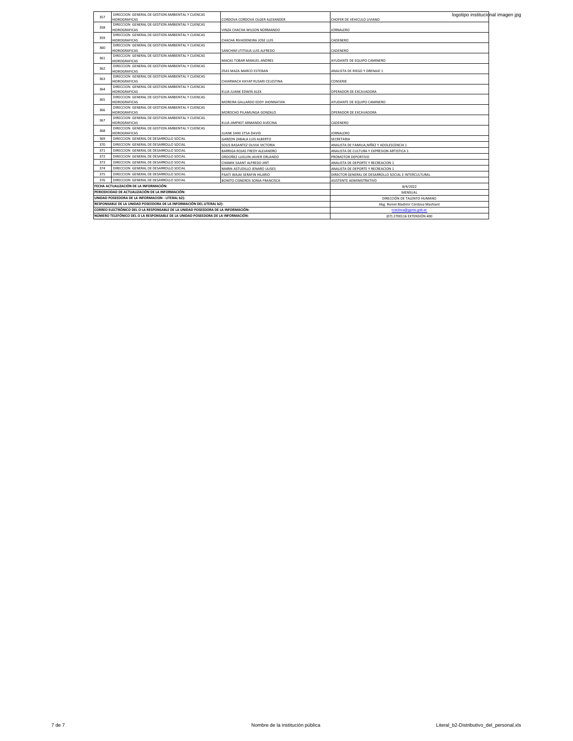logotipo institucional imagen jpg

| | | | |
|---|---|---|---|
| 357 | DIRECCION GENERAL DE GESTION AMBIENTAL Y CUENCAS HIDROGRAFICAS | CORDOVA CORDOVA OLGER ALEXANDER | CHOFER DE VEHICULO LIVIANO |
| 358 | DIRECCION GENERAL DE GESTION AMBIENTAL Y CUENCAS HIDROGRAFICAS | VINZA CHACHA WILSON NORMANDO | JORNALERO |
| 359 | DIRECCION GENERAL DE GESTION AMBIENTAL Y CUENCAS HIDROGRAFICAS | CHACHA RIVADENEIRA JOSE LUIS | CADENERO |
| 360 | DIRECCION GENERAL DE GESTION AMBIENTAL Y CUENCAS HIDROGRAFICAS | SANCHIM UTITIAJA LUIS ALFREDO | CADENERO |
| 361 | DIRECCION GENERAL DE GESTION AMBIENTAL Y CUENCAS HIDROGRAFICAS | MACAS TOBAR MANUEL ANDRES | AYUDANTE DE EQUIPO CAMINERO |
| 362 | DIRECCION GENERAL DE GESTION AMBIENTAL Y CUENCAS HIDROGRAFICAS | ZEAS MAZA MARCO ESTEBAN | ANALISTA DE RIEGO Y DRENAJE 1 |
| 363 | DIRECCION GENERAL DE GESTION AMBIENTAL Y CUENCAS HIDROGRAFICAS | CHIARMACH KAYAP RUSARI CELESTINA | CONSERJE |
| 364 | DIRECCION GENERAL DE GESTION AMBIENTAL Y CUENCAS HIDROGRAFICAS | KUJA JUANK EDWIN ALEX | OPERADOR DE EXCAVADORA |
| 365 | DIRECCION GENERAL DE GESTION AMBIENTAL Y CUENCAS HIDROGRAFICAS | MOREIRA GALLARDO EDDY JHONNATAN | AYUDANTE DE EQUIPO CAMINERO |
| 366 | DIRECCION GENERAL DE GESTION AMBIENTAL Y CUENCAS HIDROGRAFICAS | MOROCHO PILAMUNGA GONZALO | OPERADOR DE EXCAVADORA |
| 367 | DIRECCION GENERAL DE GESTION AMBIENTAL Y CUENCAS HIDROGRAFICAS | KUJA JIMPIKIT ARMANDO AVECINA | CADENERO |
| 368 | DIRECCION GENERAL DE GESTION AMBIENTAL Y CUENCAS HIDROGRAFICAS | JUANK SHIKI ETSA DAVID | JORNALERO |
| 369 | DIRECCION GENERAL DE DESARROLLO SOCIAL | GARZON ZABALA LUIS ALBERTO | SECRETARIA |
| 370 | DIRECCION GENERAL DE DESARROLLO SOCIAL | SOLIS BASANTEZ OLIVIA VICTORIA | ANALISTA DE FAMILIA,NIÑEZ Y ADOLESCENCIA 1 |
| 371 | DIRECCION GENERAL DE DESARROLLO SOCIAL | BARRIGA ROJAS FREDY ALEJANDRO | ANALISTA DE CULTURA Y EXPRESION ARTISTICA 1 |
| 372 | DIRECCION GENERAL DE DESARROLLO SOCIAL | ORDOÑEZ LLIGUIN JAVIER ORLANDO | PROMOTOR DEPORTIVO |
| 373 | DIRECCION GENERAL DE DESARROLLO SOCIAL | CHAMIK SAANT ALFREDO JINT | ANALISTA DE DEPORTE Y RECREACION 1 |
| 374 | DIRECCION GENERAL DE DESARROLLO SOCIAL | MARIN ASTUDILLO JENARO ULISES | ANALISTA DE DEPORTE Y RECREACION 1 |
| 375 | DIRECCION GENERAL DE DESARROLLO SOCIAL | PAATI WAJAI SERAFIN HILARIO | DIRECTOR GENERAL DE DESARROLLO SOCIAL E INTERCULTURAL |
| 376 | DIRECCION GENERAL DE DESARROLLO SOCIAL | BONITO CISNEROS SONIA FRANCISCA | ASISTENTE ADMINISTRATIVO |

| | |
|---|---|
| **FECHA ACTUALIZACIÓN DE LA INFORMACIÓN:** | 8/4/2022 |
| **PERIODICIDAD DE ACTUALIZACIÓN DE LA INFORMACIÓN:** | MENSUAL |
| **UNIDAD POSEEDORA DE LA INFORMACION - LITERAL b2):** | DIRECCIÓN DE TALENTO HUMANO |
| **RESPONSABLE DE LA UNIDAD POSEEDORA DE LA INFORMACIÓN DEL LITERAL b2):** | Abg. Romel Bladimir Córdova Mashiant |
| **CORREO ELECTRÓNICO DEL O LA RESPONSABLE DE LA UNIDAD POSEEDORA DE LA INFORMACIÓN:** | rcordova@gpms.gob.ec |
| **NÚMERO TELEFÓNICO DEL O LA RESPONSABLE DE LA UNIDAD POSEEDORA DE LA INFORMACIÓN:** | (07) 2700116 EXTENSIÓN 400 |